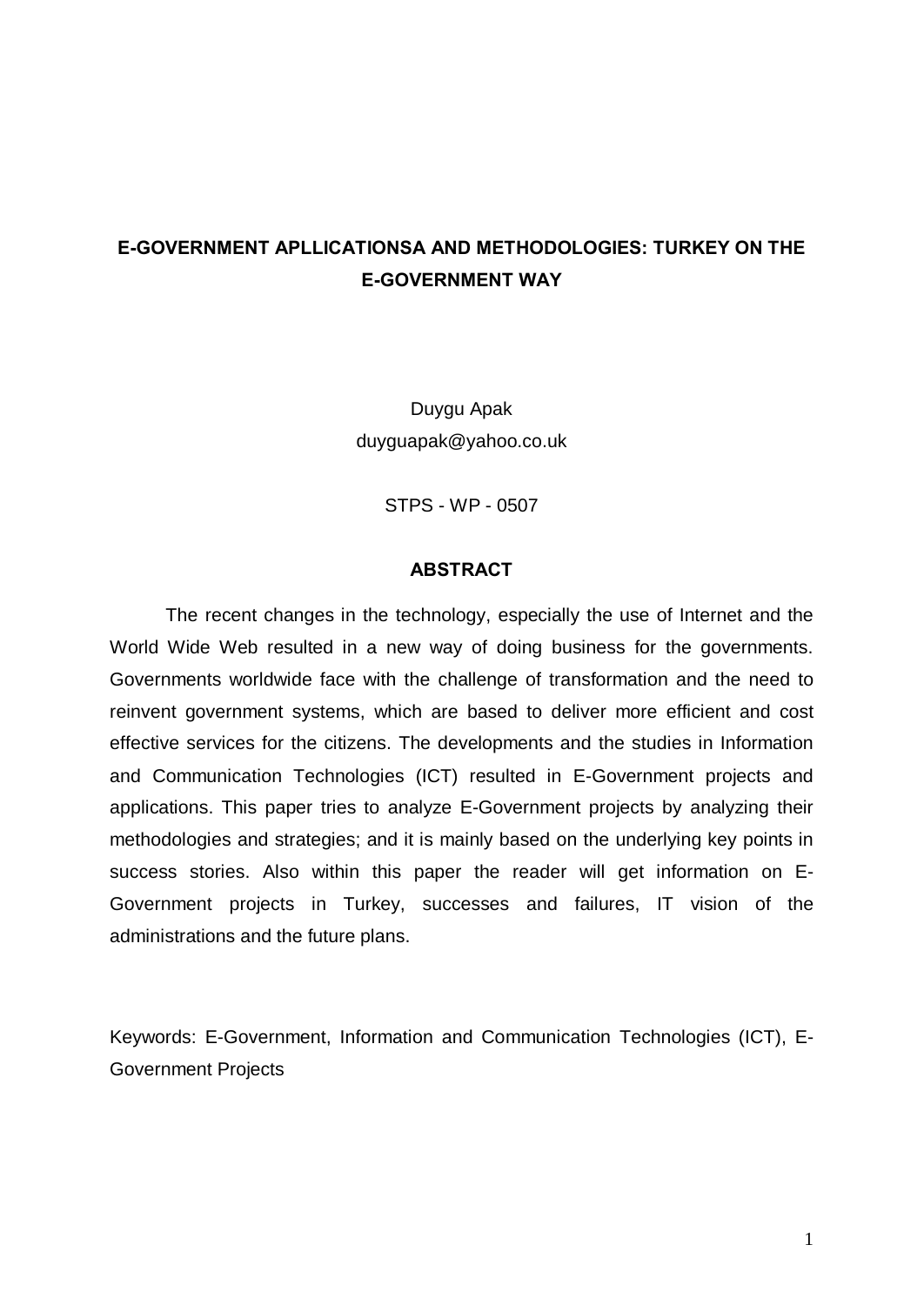# E-GOVERNMENT APLLICATIONSA AND METHODOLOGIES: TURKEY ON THE E-GOVERNMENT WAY

Duygu Apak
duyguapak@yahoo.co.uk

STPS - WP - 0507

## ABSTRACT

The recent changes in the technology, especially the use of Internet and the World Wide Web resulted in a new way of doing business for the governments. Governments worldwide face with the challenge of transformation and the need to reinvent government systems, which are based to deliver more efficient and cost effective services for the citizens. The developments and the studies in Information and Communication Technologies (ICT) resulted in E-Government projects and applications. This paper tries to analyze E-Government projects by analyzing their methodologies and strategies; and it is mainly based on the underlying key points in success stories. Also within this paper the reader will get information on E-Government projects in Turkey, successes and failures, IT vision of the administrations and the future plans.

Keywords: E-Government, Information and Communication Technologies (ICT), E-Government Projects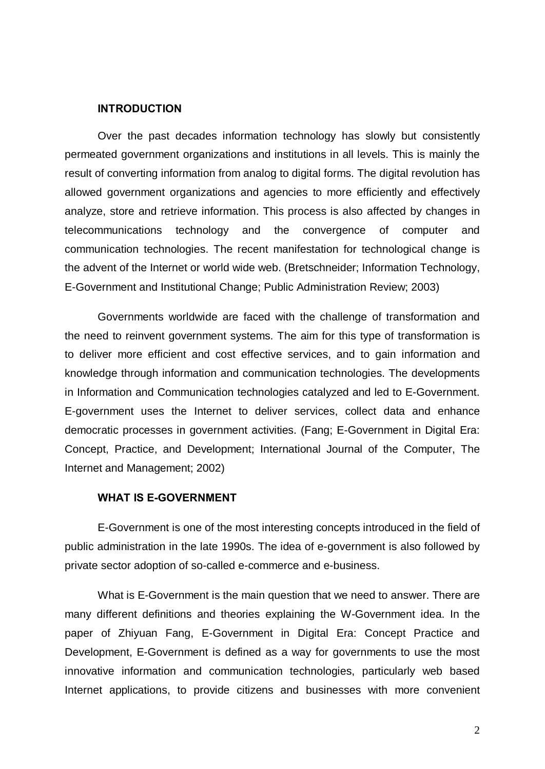## INTRODUCTION

Over the past decades information technology has slowly but consistently permeated government organizations and institutions in all levels. This is mainly the result of converting information from analog to digital forms. The digital revolution has allowed government organizations and agencies to more efficiently and effectively analyze, store and retrieve information. This process is also affected by changes in telecommunications technology and the convergence of computer and communication technologies. The recent manifestation for technological change is the advent of the Internet or world wide web. (Bretschneider; Information Technology, E-Government and Institutional Change; Public Administration Review; 2003)

Governments worldwide are faced with the challenge of transformation and the need to reinvent government systems. The aim for this type of transformation is to deliver more efficient and cost effective services, and to gain information and knowledge through information and communication technologies. The developments in Information and Communication technologies catalyzed and led to E-Government. E-government uses the Internet to deliver services, collect data and enhance democratic processes in government activities. (Fang; E-Government in Digital Era: Concept, Practice, and Development; International Journal of the Computer, The Internet and Management; 2002)

## WHAT IS E-GOVERNMENT

E-Government is one of the most interesting concepts introduced in the field of public administration in the late 1990s. The idea of e-government is also followed by private sector adoption of so-called e-commerce and e-business.

What is E-Government is the main question that we need to answer. There are many different definitions and theories explaining the W-Government idea. In the paper of Zhiyuan Fang, E-Government in Digital Era: Concept Practice and Development, E-Government is defined as a way for governments to use the most innovative information and communication technologies, particularly web based Internet applications, to provide citizens and businesses with more convenient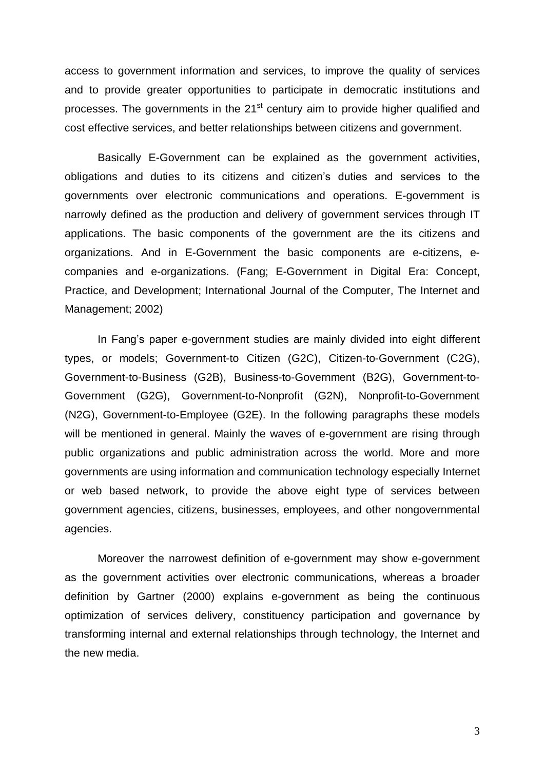access to government information and services, to improve the quality of services and to provide greater opportunities to participate in democratic institutions and processes. The governments in the 21st century aim to provide higher qualified and cost effective services, and better relationships between citizens and government.

Basically E-Government can be explained as the government activities, obligations and duties to its citizens and citizen's duties and services to the governments over electronic communications and operations. E-government is narrowly defined as the production and delivery of government services through IT applications. The basic components of the government are the its citizens and organizations. And in E-Government the basic components are e-citizens, e-companies and e-organizations. (Fang; E-Government in Digital Era: Concept, Practice, and Development; International Journal of the Computer, The Internet and Management; 2002)

In Fang's paper e-government studies are mainly divided into eight different types, or models; Government-to Citizen (G2C), Citizen-to-Government (C2G), Government-to-Business (G2B), Business-to-Government (B2G), Government-to-Government (G2G), Government-to-Nonprofit (G2N), Nonprofit-to-Government (N2G), Government-to-Employee (G2E). In the following paragraphs these models will be mentioned in general. Mainly the waves of e-government are rising through public organizations and public administration across the world. More and more governments are using information and communication technology especially Internet or web based network, to provide the above eight type of services between government agencies, citizens, businesses, employees, and other nongovernmental agencies.

Moreover the narrowest definition of e-government may show e-government as the government activities over electronic communications, whereas a broader definition by Gartner (2000) explains e-government as being the continuous optimization of services delivery, constituency participation and governance by transforming internal and external relationships through technology, the Internet and the new media.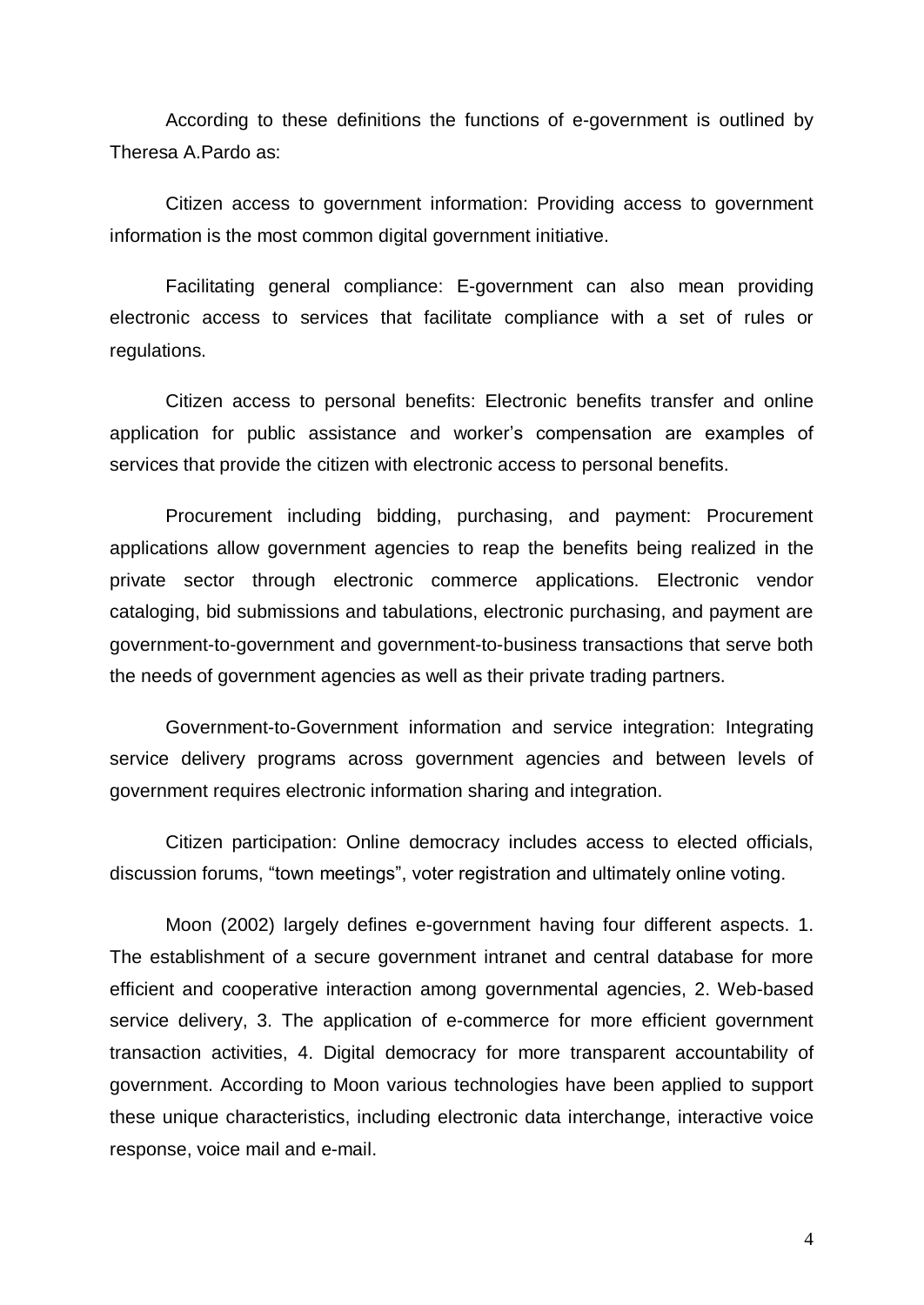According to these definitions the functions of e-government is outlined by Theresa A.Pardo as:

Citizen access to government information: Providing access to government information is the most common digital government initiative.

Facilitating general compliance: E-government can also mean providing electronic access to services that facilitate compliance with a set of rules or regulations.

Citizen access to personal benefits: Electronic benefits transfer and online application for public assistance and worker's compensation are examples of services that provide the citizen with electronic access to personal benefits.

Procurement including bidding, purchasing, and payment: Procurement applications allow government agencies to reap the benefits being realized in the private sector through electronic commerce applications. Electronic vendor cataloging, bid submissions and tabulations, electronic purchasing, and payment are government-to-government and government-to-business transactions that serve both the needs of government agencies as well as their private trading partners.

Government-to-Government information and service integration: Integrating service delivery programs across government agencies and between levels of government requires electronic information sharing and integration.

Citizen participation: Online democracy includes access to elected officials, discussion forums, "town meetings", voter registration and ultimately online voting.

Moon (2002) largely defines e-government having four different aspects. 1. The establishment of a secure government intranet and central database for more efficient and cooperative interaction among governmental agencies, 2. Web-based service delivery, 3. The application of e-commerce for more efficient government transaction activities, 4. Digital democracy for more transparent accountability of government. According to Moon various technologies have been applied to support these unique characteristics, including electronic data interchange, interactive voice response, voice mail and e-mail.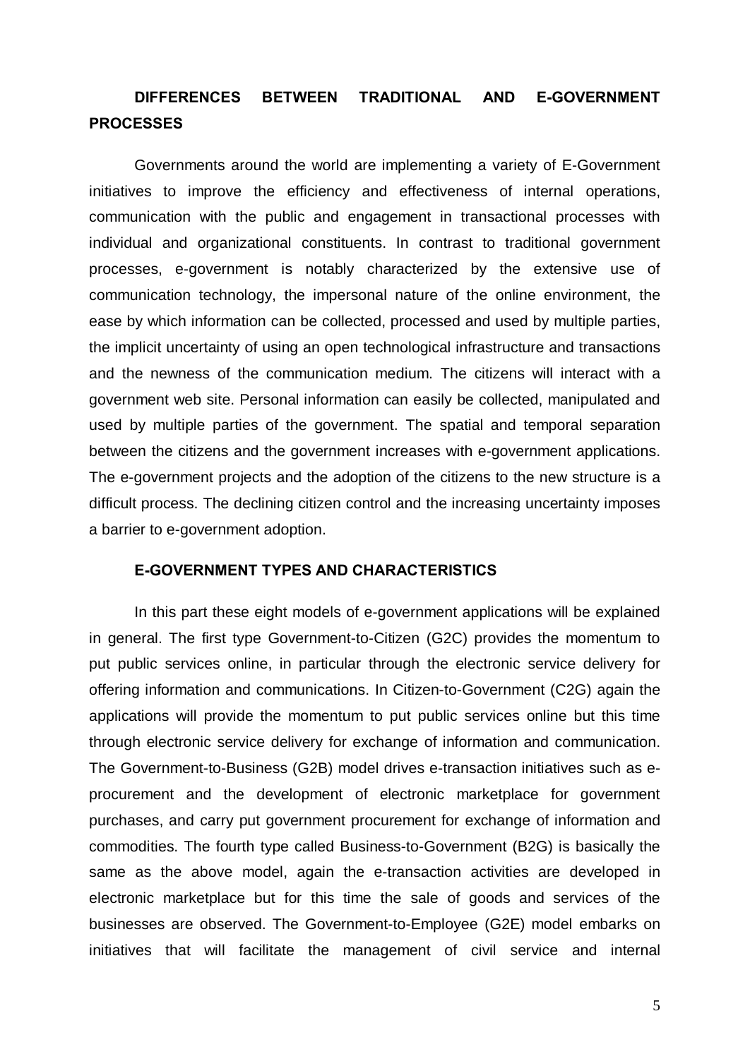## DIFFERENCES BETWEEN TRADITIONAL AND E-GOVERNMENT PROCESSES

Governments around the world are implementing a variety of E-Government initiatives to improve the efficiency and effectiveness of internal operations, communication with the public and engagement in transactional processes with individual and organizational constituents. In contrast to traditional government processes, e-government is notably characterized by the extensive use of communication technology, the impersonal nature of the online environment, the ease by which information can be collected, processed and used by multiple parties, the implicit uncertainty of using an open technological infrastructure and transactions and the newness of the communication medium. The citizens will interact with a government web site. Personal information can easily be collected, manipulated and used by multiple parties of the government. The spatial and temporal separation between the citizens and the government increases with e-government applications. The e-government projects and the adoption of the citizens to the new structure is a difficult process. The declining citizen control and the increasing uncertainty imposes a barrier to e-government adoption.

### E-GOVERNMENT TYPES AND CHARACTERISTICS

In this part these eight models of e-government applications will be explained in general. The first type Government-to-Citizen (G2C) provides the momentum to put public services online, in particular through the electronic service delivery for offering information and communications. In Citizen-to-Government (C2G) again the applications will provide the momentum to put public services online but this time through electronic service delivery for exchange of information and communication. The Government-to-Business (G2B) model drives e-transaction initiatives such as e-procurement and the development of electronic marketplace for government purchases, and carry put government procurement for exchange of information and commodities. The fourth type called Business-to-Government (B2G) is basically the same as the above model, again the e-transaction activities are developed in electronic marketplace but for this time the sale of goods and services of the businesses are observed. The Government-to-Employee (G2E) model embarks on initiatives that will facilitate the management of civil service and internal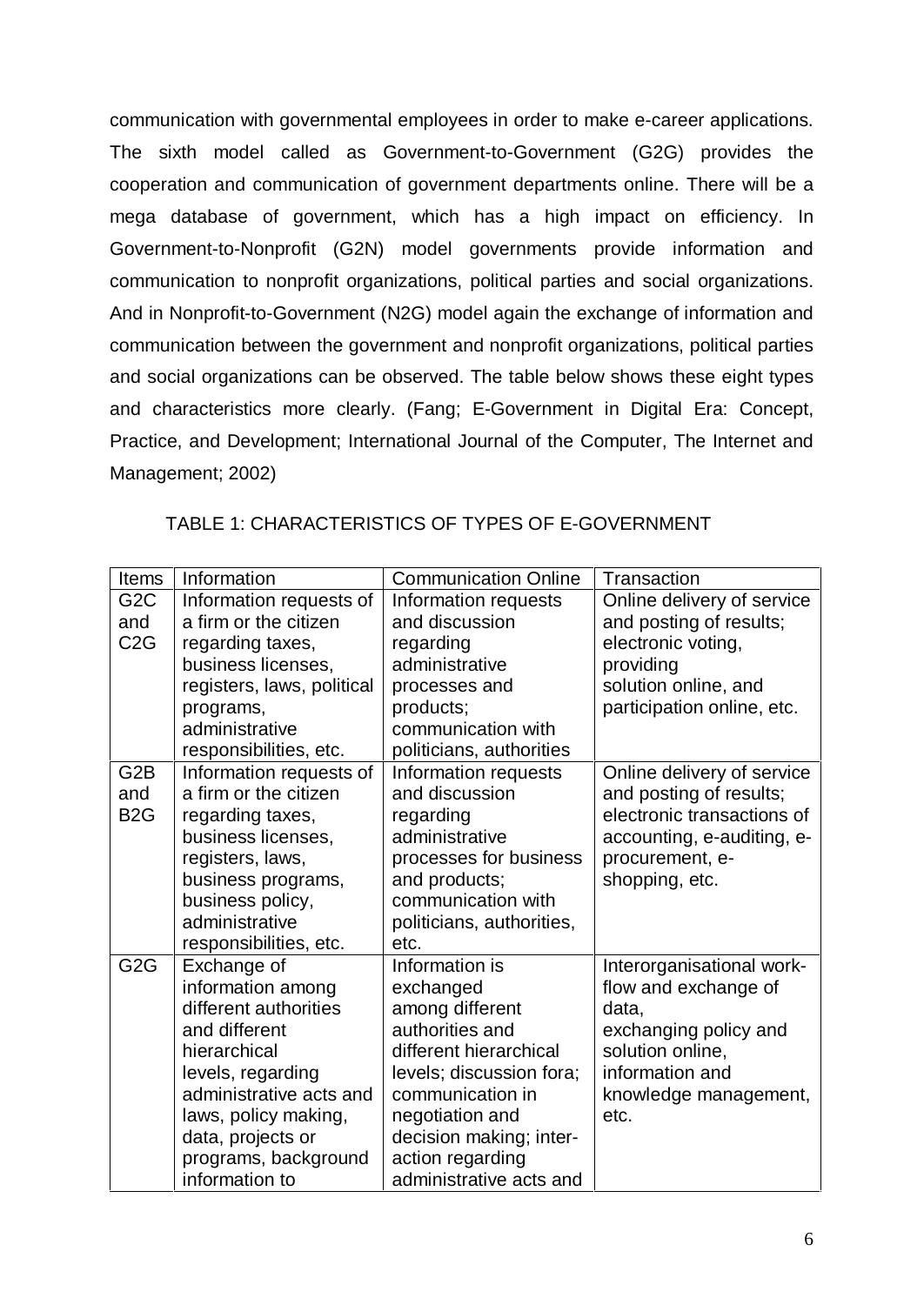communication with governmental employees in order to make e-career applications. The sixth model called as Government-to-Government (G2G) provides the cooperation and communication of government departments online. There will be a mega database of government, which has a high impact on efficiency. In Government-to-Nonprofit (G2N) model governments provide information and communication to nonprofit organizations, political parties and social organizations. And in Nonprofit-to-Government (N2G) model again the exchange of information and communication between the government and nonprofit organizations, political parties and social organizations can be observed. The table below shows these eight types and characteristics more clearly. (Fang; E-Government in Digital Era: Concept, Practice, and Development; International Journal of the Computer, The Internet and Management; 2002)

TABLE 1: CHARACTERISTICS OF TYPES OF E-GOVERNMENT

| Items | Information | Communication Online | Transaction |
|---|---|---|---|
| G2C and C2G | Information requests of a firm or the citizen regarding taxes, business licenses, registers, laws, political programs, administrative responsibilities, etc. | Information requests and discussion regarding administrative processes and products; communication with politicians, authorities | Online delivery of service and posting of results; electronic voting, providing solution online, and participation online, etc. |
| G2B and B2G | Information requests of a firm or the citizen regarding taxes, business licenses, registers, laws, business programs, business policy, administrative responsibilities, etc. | Information requests and discussion regarding administrative processes for business and products; communication with politicians, authorities, etc. | Online delivery of service and posting of results; electronic transactions of accounting, e-auditing, e-procurement, e-shopping, etc. |
| G2G | Exchange of information among different authorities and different hierarchical levels, regarding administrative acts and laws, policy making, data, projects or programs, background information to | Information is exchanged among different authorities and different hierarchical levels; discussion fora; communication in negotiation and decision making; inter-action regarding administrative acts and | Interorganisational work-flow and exchange of data, exchanging policy and solution online, information and knowledge management, etc. |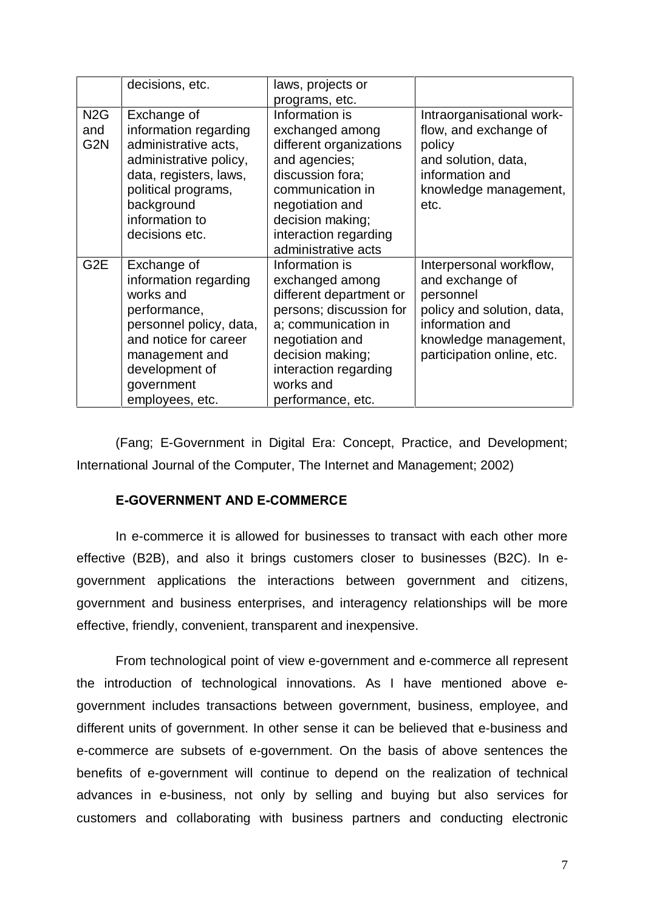| | | | |
|---|---|---|---|
| | decisions, etc. | laws, projects or programs, etc. | |
| N2G and G2N | Exchange of information regarding administrative acts, administrative policy, data, registers, laws, political programs, background information to decisions etc. | Information is exchanged among different organizations and agencies; discussion fora; communication in negotiation and decision making; interaction regarding administrative acts | Intraorganisational work-flow, and exchange of policy and solution, data, information and knowledge management, etc. |
| G2E | Exchange of information regarding works and performance, personnel policy, data, and notice for career management and development of government employees, etc. | Information is exchanged among different department or persons; discussion for a; communication in negotiation and decision making; interaction regarding works and performance, etc. | Interpersonal workflow, and exchange of personnel policy and solution, data, information and knowledge management, participation online, etc. |

(Fang; E-Government in Digital Era: Concept, Practice, and Development; International Journal of the Computer, The Internet and Management; 2002)

### E-GOVERNMENT AND E-COMMERCE

In e-commerce it is allowed for businesses to transact with each other more effective (B2B), and also it brings customers closer to businesses (B2C). In e-government applications the interactions between government and citizens, government and business enterprises, and interagency relationships will be more effective, friendly, convenient, transparent and inexpensive.

From technological point of view e-government and e-commerce all represent the introduction of technological innovations. As I have mentioned above e-government includes transactions between government, business, employee, and different units of government. In other sense it can be believed that e-business and e-commerce are subsets of e-government. On the basis of above sentences the benefits of e-government will continue to depend on the realization of technical advances in e-business, not only by selling and buying but also services for customers and collaborating with business partners and conducting electronic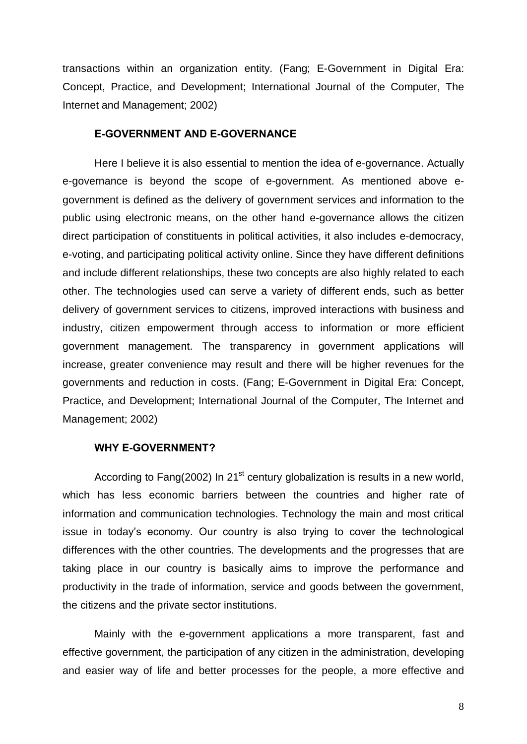transactions within an organization entity. (Fang; E-Government in Digital Era: Concept, Practice, and Development; International Journal of the Computer, The Internet and Management; 2002)

## E-GOVERNMENT AND E-GOVERNANCE

Here I believe it is also essential to mention the idea of e-governance. Actually e-governance is beyond the scope of e-government. As mentioned above e-government is defined as the delivery of government services and information to the public using electronic means, on the other hand e-governance allows the citizen direct participation of constituents in political activities, it also includes e-democracy, e-voting, and participating political activity online. Since they have different definitions and include different relationships, these two concepts are also highly related to each other. The technologies used can serve a variety of different ends, such as better delivery of government services to citizens, improved interactions with business and industry, citizen empowerment through access to information or more efficient government management. The transparency in government applications will increase, greater convenience may result and there will be higher revenues for the governments and reduction in costs. (Fang; E-Government in Digital Era: Concept, Practice, and Development; International Journal of the Computer, The Internet and Management; 2002)

## WHY E-GOVERNMENT?

According to Fang(2002) In 21st century globalization is results in a new world, which has less economic barriers between the countries and higher rate of information and communication technologies. Technology the main and most critical issue in today's economy. Our country is also trying to cover the technological differences with the other countries. The developments and the progresses that are taking place in our country is basically aims to improve the performance and productivity in the trade of information, service and goods between the government, the citizens and the private sector institutions.

Mainly with the e-government applications a more transparent, fast and effective government, the participation of any citizen in the administration, developing and easier way of life and better processes for the people, a more effective and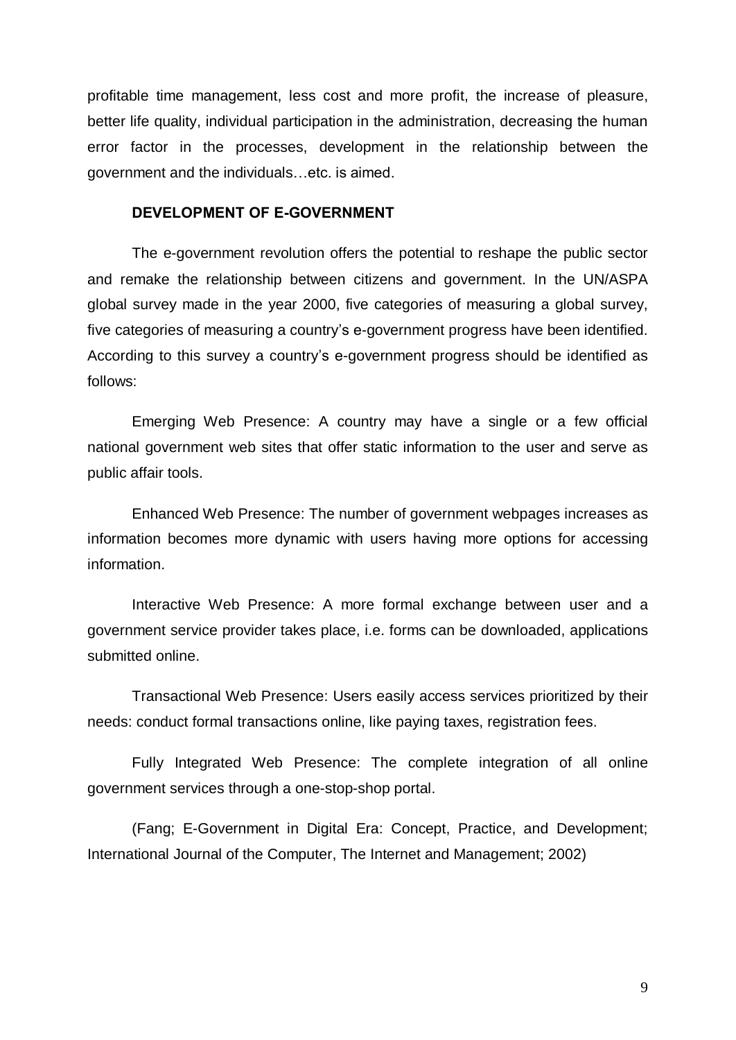profitable time management, less cost and more profit, the increase of pleasure, better life quality, individual participation in the administration, decreasing the human error factor in the processes, development in the relationship between the government and the individuals…etc. is aimed.

## DEVELOPMENT OF E-GOVERNMENT

The e-government revolution offers the potential to reshape the public sector and remake the relationship between citizens and government. In the UN/ASPA global survey made in the year 2000, five categories of measuring a global survey, five categories of measuring a country's e-government progress have been identified. According to this survey a country's e-government progress should be identified as follows:

Emerging Web Presence: A country may have a single or a few official national government web sites that offer static information to the user and serve as public affair tools.

Enhanced Web Presence: The number of government webpages increases as information becomes more dynamic with users having more options for accessing information.

Interactive Web Presence: A more formal exchange between user and a government service provider takes place, i.e. forms can be downloaded, applications submitted online.

Transactional Web Presence: Users easily access services prioritized by their needs: conduct formal transactions online, like paying taxes, registration fees.

Fully Integrated Web Presence: The complete integration of all online government services through a one-stop-shop portal.

(Fang; E-Government in Digital Era: Concept, Practice, and Development; International Journal of the Computer, The Internet and Management; 2002)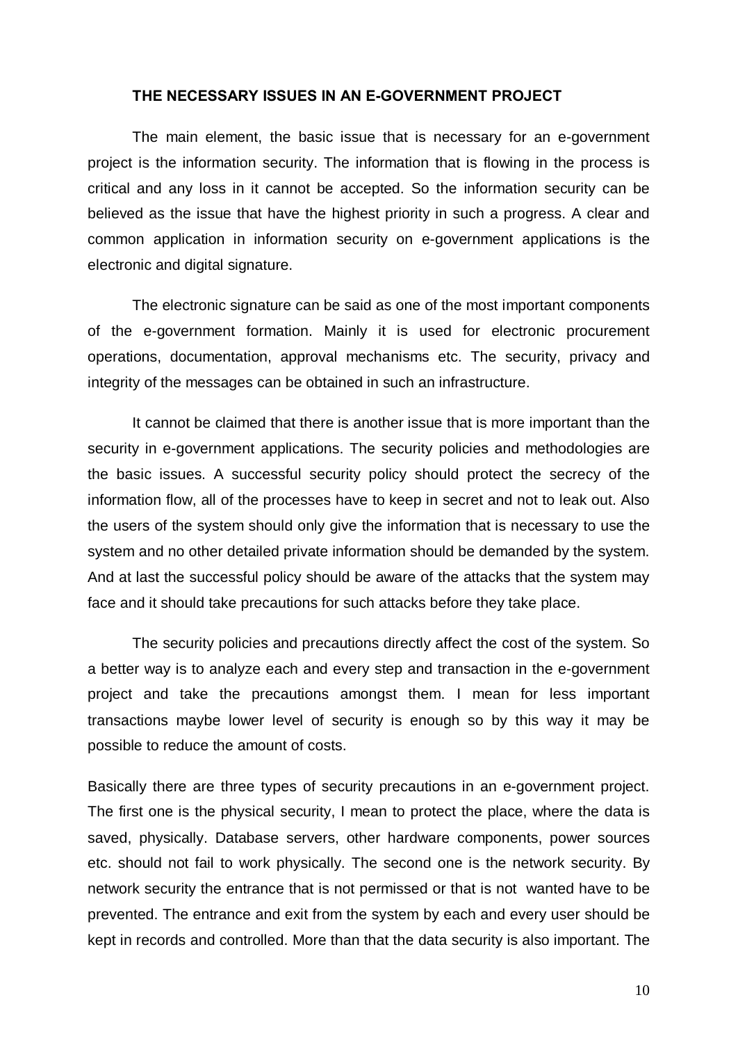### THE NECESSARY ISSUES IN AN E-GOVERNMENT PROJECT

The main element, the basic issue that is necessary for an e-government project is the information security. The information that is flowing in the process is critical and any loss in it cannot be accepted. So the information security can be believed as the issue that have the highest priority in such a progress. A clear and common application in information security on e-government applications is the electronic and digital signature.

The electronic signature can be said as one of the most important components of the e-government formation. Mainly it is used for electronic procurement operations, documentation, approval mechanisms etc. The security, privacy and integrity of the messages can be obtained in such an infrastructure.

It cannot be claimed that there is another issue that is more important than the security in e-government applications. The security policies and methodologies are the basic issues. A successful security policy should protect the secrecy of the information flow, all of the processes have to keep in secret and not to leak out. Also the users of the system should only give the information that is necessary to use the system and no other detailed private information should be demanded by the system. And at last the successful policy should be aware of the attacks that the system may face and it should take precautions for such attacks before they take place.

The security policies and precautions directly affect the cost of the system. So a better way is to analyze each and every step and transaction in the e-government project and take the precautions amongst them. I mean for less important transactions maybe lower level of security is enough so by this way it may be possible to reduce the amount of costs.

Basically there are three types of security precautions in an e-government project. The first one is the physical security, I mean to protect the place, where the data is saved, physically. Database servers, other hardware components, power sources etc. should not fail to work physically. The second one is the network security. By network security the entrance that is not permissed or that is not wanted have to be prevented. The entrance and exit from the system by each and every user should be kept in records and controlled. More than that the data security is also important. The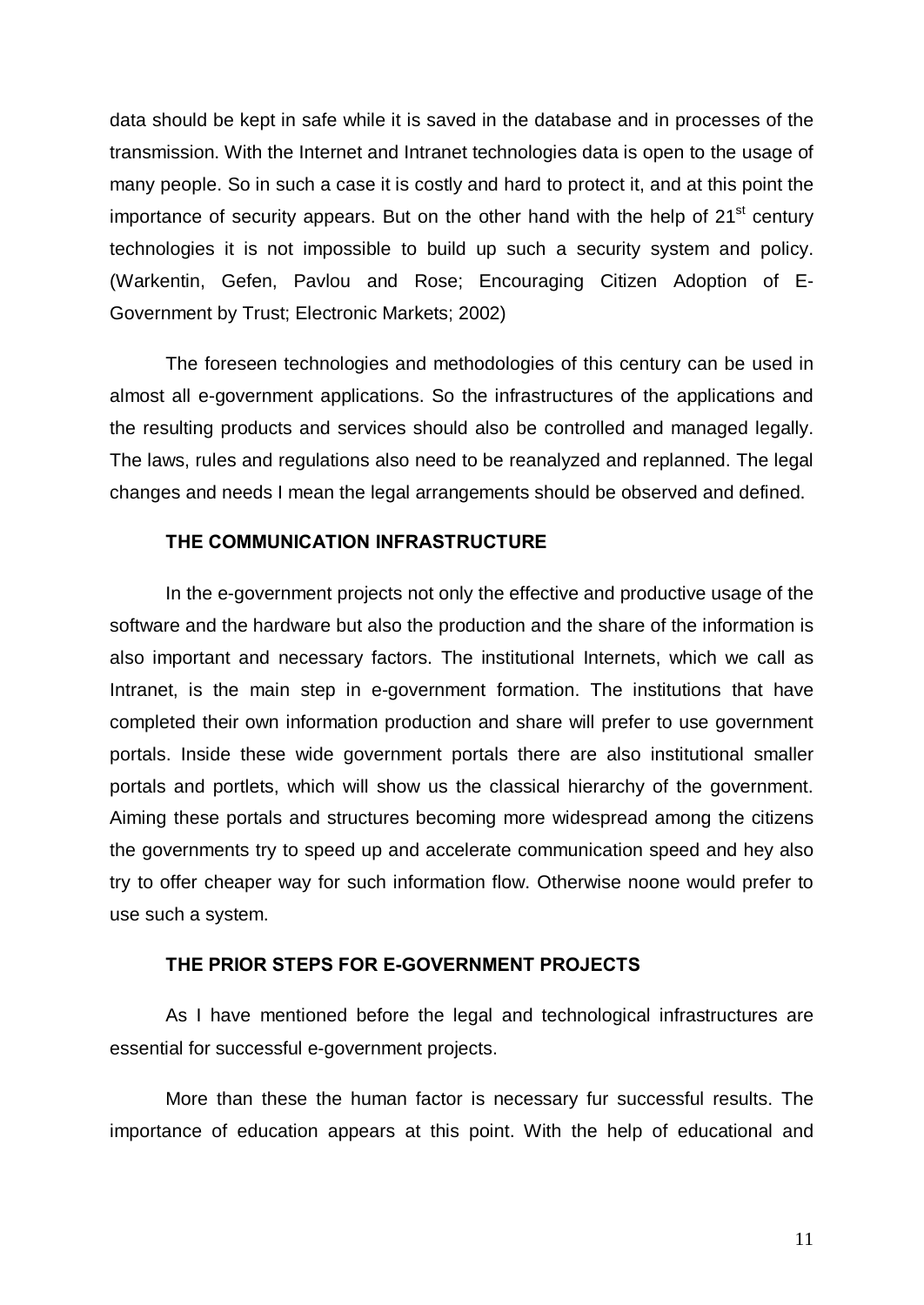data should be kept in safe while it is saved in the database and in processes of the transmission. With the Internet and Intranet technologies data is open to the usage of many people. So in such a case it is costly and hard to protect it, and at this point the importance of security appears. But on the other hand with the help of 21st century technologies it is not impossible to build up such a security system and policy. (Warkentin, Gefen, Pavlou and Rose; Encouraging Citizen Adoption of E-Government by Trust; Electronic Markets; 2002)

The foreseen technologies and methodologies of this century can be used in almost all e-government applications. So the infrastructures of the applications and the resulting products and services should also be controlled and managed legally. The laws, rules and regulations also need to be reanalyzed and replanned. The legal changes and needs I mean the legal arrangements should be observed and defined.

### THE COMMUNICATION INFRASTRUCTURE

In the e-government projects not only the effective and productive usage of the software and the hardware but also the production and the share of the information is also important and necessary factors. The institutional Internets, which we call as Intranet, is the main step in e-government formation. The institutions that have completed their own information production and share will prefer to use government portals. Inside these wide government portals there are also institutional smaller portals and portlets, which will show us the classical hierarchy of the government. Aiming these portals and structures becoming more widespread among the citizens the governments try to speed up and accelerate communication speed and hey also try to offer cheaper way for such information flow. Otherwise noone would prefer to use such a system.

### THE PRIOR STEPS FOR E-GOVERNMENT PROJECTS

As I have mentioned before the legal and technological infrastructures are essential for successful e-government projects.

More than these the human factor is necessary fur successful results. The importance of education appears at this point. With the help of educational and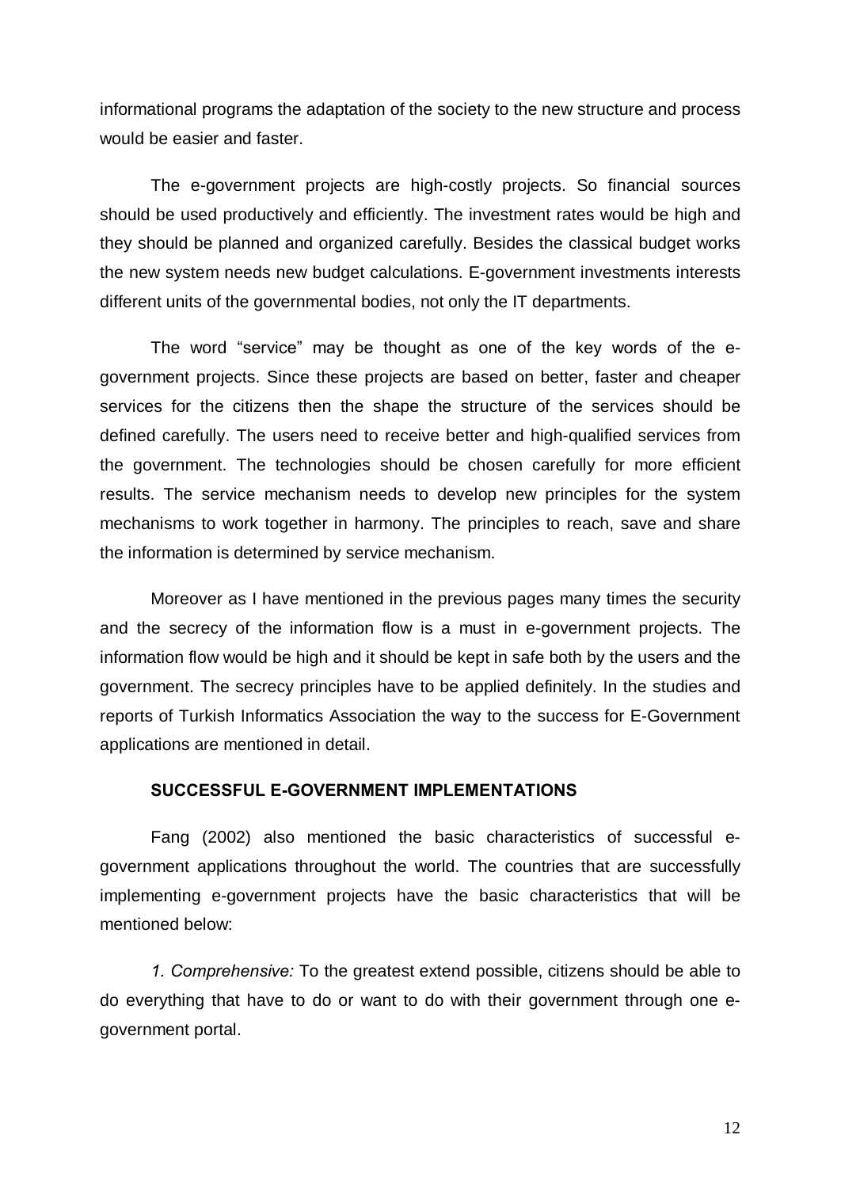informational programs the adaptation of the society to the new structure and process would be easier and faster.

The e-government projects are high-costly projects. So financial sources should be used productively and efficiently. The investment rates would be high and they should be planned and organized carefully. Besides the classical budget works the new system needs new budget calculations. E-government investments interests different units of the governmental bodies, not only the IT departments.

The word "service" may be thought as one of the key words of the e-government projects. Since these projects are based on better, faster and cheaper services for the citizens then the shape the structure of the services should be defined carefully. The users need to receive better and high-qualified services from the government. The technologies should be chosen carefully for more efficient results. The service mechanism needs to develop new principles for the system mechanisms to work together in harmony. The principles to reach, save and share the information is determined by service mechanism.

Moreover as I have mentioned in the previous pages many times the security and the secrecy of the information flow is a must in e-government projects. The information flow would be high and it should be kept in safe both by the users and the government. The secrecy principles have to be applied definitely. In the studies and reports of Turkish Informatics Association the way to the success for E-Government applications are mentioned in detail.

## SUCCESSFUL E-GOVERNMENT IMPLEMENTATIONS

Fang (2002) also mentioned the basic characteristics of successful e-government applications throughout the world. The countries that are successfully implementing e-government projects have the basic characteristics that will be mentioned below:

*1. Comprehensive:* To the greatest extend possible, citizens should be able to do everything that have to do or want to do with their government through one e-government portal.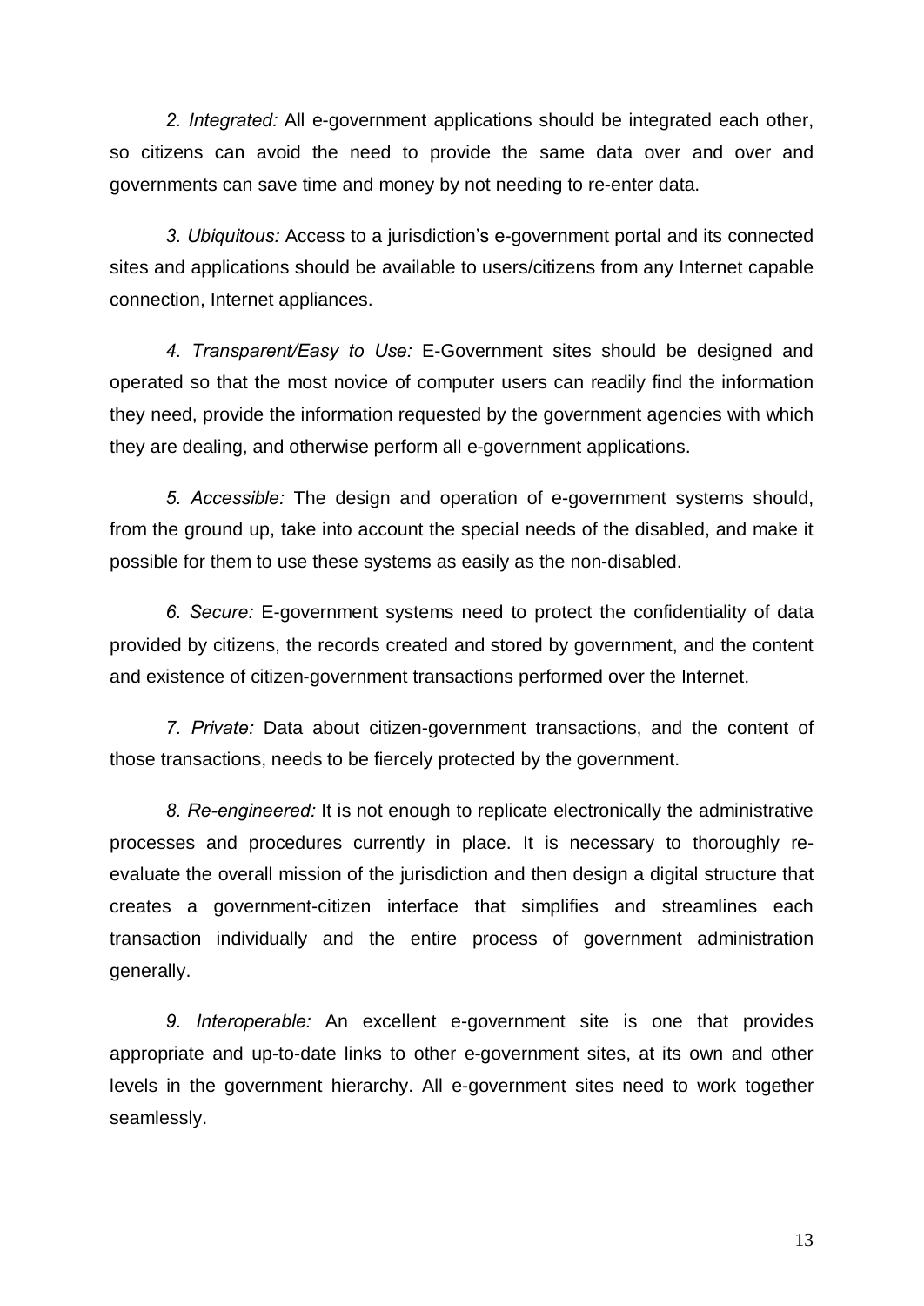*2. Integrated:* All e-government applications should be integrated each other, so citizens can avoid the need to provide the same data over and over and governments can save time and money by not needing to re-enter data.

*3. Ubiquitous:* Access to a jurisdiction's e-government portal and its connected sites and applications should be available to users/citizens from any Internet capable connection, Internet appliances.

*4. Transparent/Easy to Use:* E-Government sites should be designed and operated so that the most novice of computer users can readily find the information they need, provide the information requested by the government agencies with which they are dealing, and otherwise perform all e-government applications.

*5. Accessible:* The design and operation of e-government systems should, from the ground up, take into account the special needs of the disabled, and make it possible for them to use these systems as easily as the non-disabled.

*6. Secure:* E-government systems need to protect the confidentiality of data provided by citizens, the records created and stored by government, and the content and existence of citizen-government transactions performed over the Internet.

*7. Private:* Data about citizen-government transactions, and the content of those transactions, needs to be fiercely protected by the government.

*8. Re-engineered:* It is not enough to replicate electronically the administrative processes and procedures currently in place. It is necessary to thoroughly re-evaluate the overall mission of the jurisdiction and then design a digital structure that creates a government-citizen interface that simplifies and streamlines each transaction individually and the entire process of government administration generally.

*9. Interoperable:* An excellent e-government site is one that provides appropriate and up-to-date links to other e-government sites, at its own and other levels in the government hierarchy. All e-government sites need to work together seamlessly.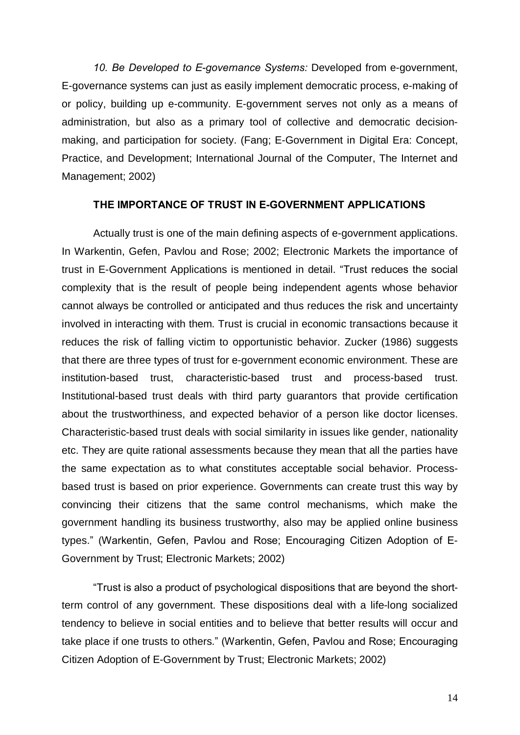*10. Be Developed to E-governance Systems:* Developed from e-government, E-governance systems can just as easily implement democratic process, e-making of or policy, building up e-community. E-government serves not only as a means of administration, but also as a primary tool of collective and democratic decision-making, and participation for society. (Fang; E-Government in Digital Era: Concept, Practice, and Development; International Journal of the Computer, The Internet and Management; 2002)

## THE IMPORTANCE OF TRUST IN E-GOVERNMENT APPLICATIONS

Actually trust is one of the main defining aspects of e-government applications. In Warkentin, Gefen, Pavlou and Rose; 2002; Electronic Markets the importance of trust in E-Government Applications is mentioned in detail. “Trust reduces the social complexity that is the result of people being independent agents whose behavior cannot always be controlled or anticipated and thus reduces the risk and uncertainty involved in interacting with them. Trust is crucial in economic transactions because it reduces the risk of falling victim to opportunistic behavior. Zucker (1986) suggests that there are three types of trust for e-government economic environment. These are institution-based trust, characteristic-based trust and process-based trust. Institutional-based trust deals with third party guarantors that provide certification about the trustworthiness, and expected behavior of a person like doctor licenses. Characteristic-based trust deals with social similarity in issues like gender, nationality etc. They are quite rational assessments because they mean that all the parties have the same expectation as to what constitutes acceptable social behavior. Process-based trust is based on prior experience. Governments can create trust this way by convincing their citizens that the same control mechanisms, which make the government handling its business trustworthy, also may be applied online business types.” (Warkentin, Gefen, Pavlou and Rose; Encouraging Citizen Adoption of E-Government by Trust; Electronic Markets; 2002)

“Trust is also a product of psychological dispositions that are beyond the short-term control of any government. These dispositions deal with a life-long socialized tendency to believe in social entities and to believe that better results will occur and take place if one trusts to others.” (Warkentin, Gefen, Pavlou and Rose; Encouraging Citizen Adoption of E-Government by Trust; Electronic Markets; 2002)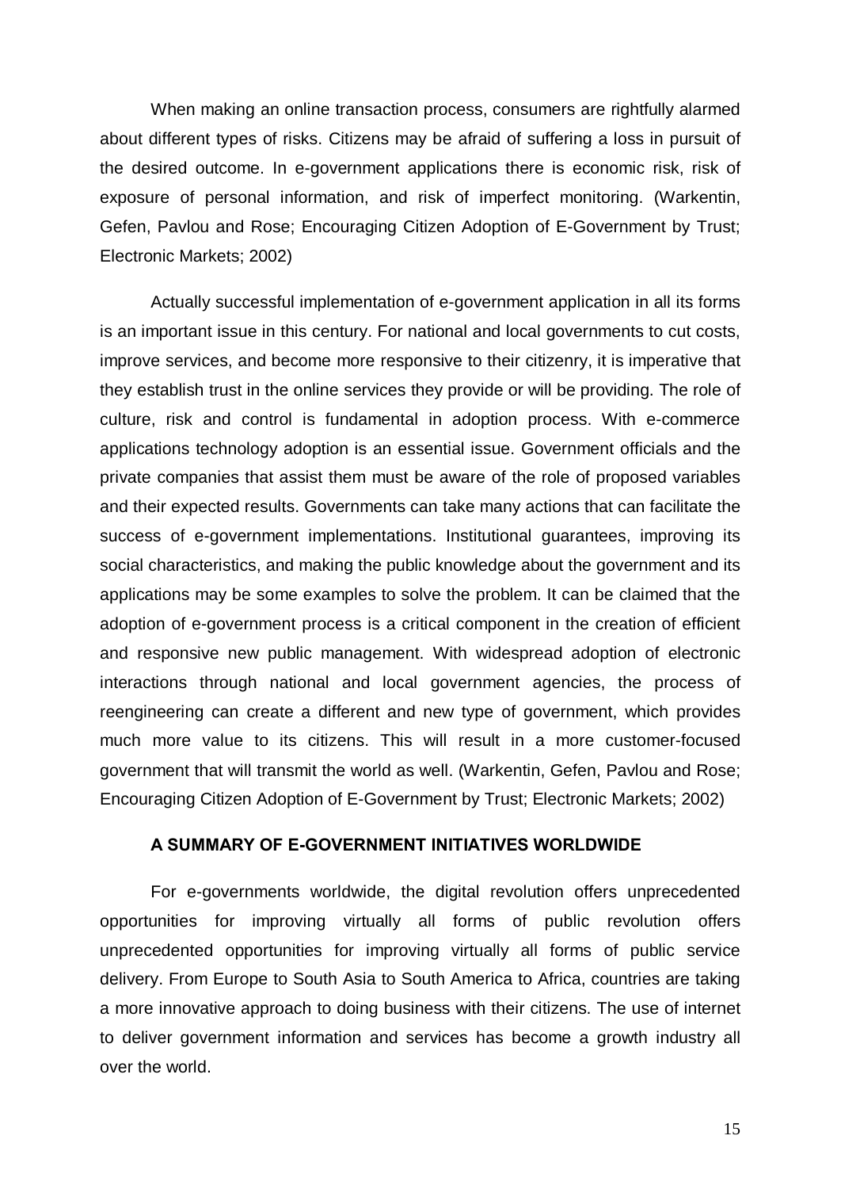When making an online transaction process, consumers are rightfully alarmed about different types of risks. Citizens may be afraid of suffering a loss in pursuit of the desired outcome. In e-government applications there is economic risk, risk of exposure of personal information, and risk of imperfect monitoring. (Warkentin, Gefen, Pavlou and Rose; Encouraging Citizen Adoption of E-Government by Trust; Electronic Markets; 2002)

Actually successful implementation of e-government application in all its forms is an important issue in this century. For national and local governments to cut costs, improve services, and become more responsive to their citizenry, it is imperative that they establish trust in the online services they provide or will be providing. The role of culture, risk and control is fundamental in adoption process. With e-commerce applications technology adoption is an essential issue. Government officials and the private companies that assist them must be aware of the role of proposed variables and their expected results. Governments can take many actions that can facilitate the success of e-government implementations. Institutional guarantees, improving its social characteristics, and making the public knowledge about the government and its applications may be some examples to solve the problem. It can be claimed that the adoption of e-government process is a critical component in the creation of efficient and responsive new public management. With widespread adoption of electronic interactions through national and local government agencies, the process of reengineering can create a different and new type of government, which provides much more value to its citizens. This will result in a more customer-focused government that will transmit the world as well. (Warkentin, Gefen, Pavlou and Rose; Encouraging Citizen Adoption of E-Government by Trust; Electronic Markets; 2002)

## A SUMMARY OF E-GOVERNMENT INITIATIVES WORLDWIDE

For e-governments worldwide, the digital revolution offers unprecedented opportunities for improving virtually all forms of public revolution offers unprecedented opportunities for improving virtually all forms of public service delivery. From Europe to South Asia to South America to Africa, countries are taking a more innovative approach to doing business with their citizens. The use of internet to deliver government information and services has become a growth industry all over the world.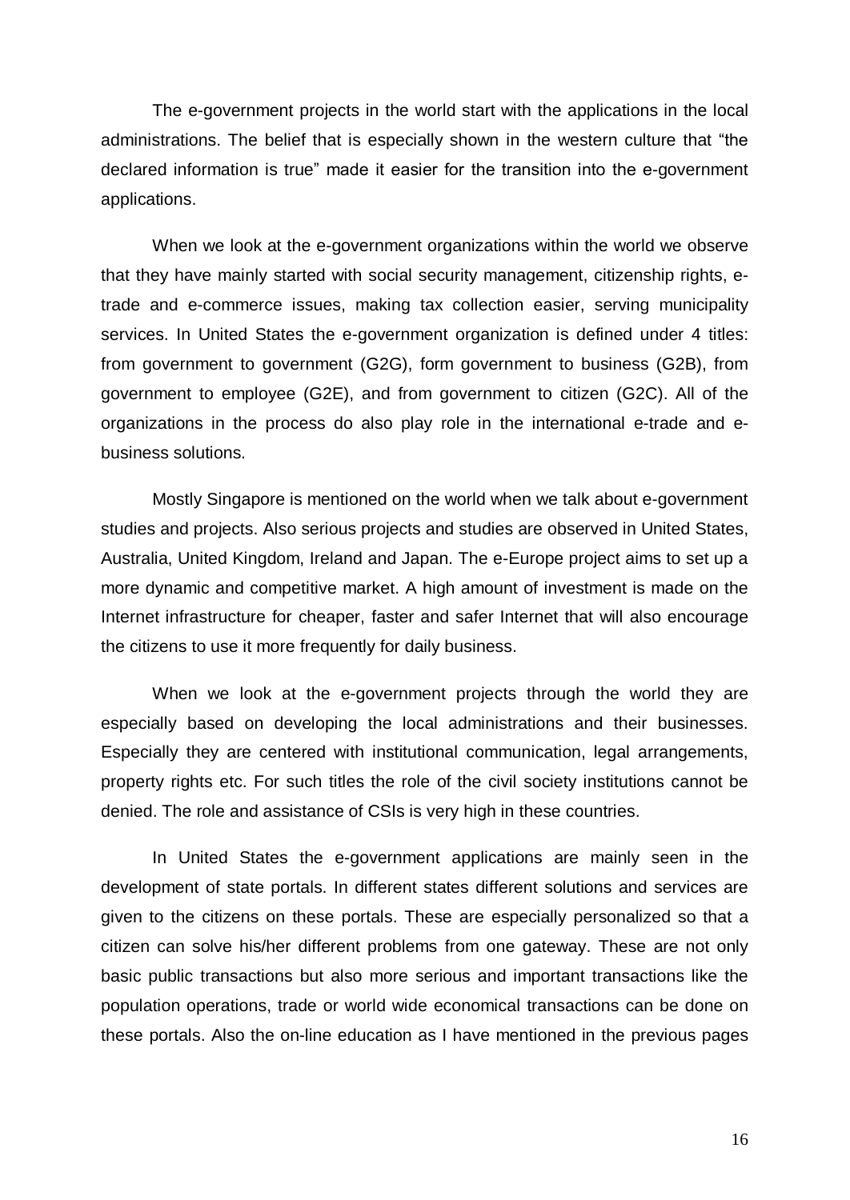The e-government projects in the world start with the applications in the local administrations. The belief that is especially shown in the western culture that "the declared information is true" made it easier for the transition into the e-government applications.

When we look at the e-government organizations within the world we observe that they have mainly started with social security management, citizenship rights, e-trade and e-commerce issues, making tax collection easier, serving municipality services. In United States the e-government organization is defined under 4 titles: from government to government (G2G), form government to business (G2B), from government to employee (G2E), and from government to citizen (G2C). All of the organizations in the process do also play role in the international e-trade and e-business solutions.

Mostly Singapore is mentioned on the world when we talk about e-government studies and projects. Also serious projects and studies are observed in United States, Australia, United Kingdom, Ireland and Japan. The e-Europe project aims to set up a more dynamic and competitive market. A high amount of investment is made on the Internet infrastructure for cheaper, faster and safer Internet that will also encourage the citizens to use it more frequently for daily business.

When we look at the e-government projects through the world they are especially based on developing the local administrations and their businesses. Especially they are centered with institutional communication, legal arrangements, property rights etc. For such titles the role of the civil society institutions cannot be denied. The role and assistance of CSIs is very high in these countries.

In United States the e-government applications are mainly seen in the development of state portals. In different states different solutions and services are given to the citizens on these portals. These are especially personalized so that a citizen can solve his/her different problems from one gateway. These are not only basic public transactions but also more serious and important transactions like the population operations, trade or world wide economical transactions can be done on these portals. Also the on-line education as I have mentioned in the previous pages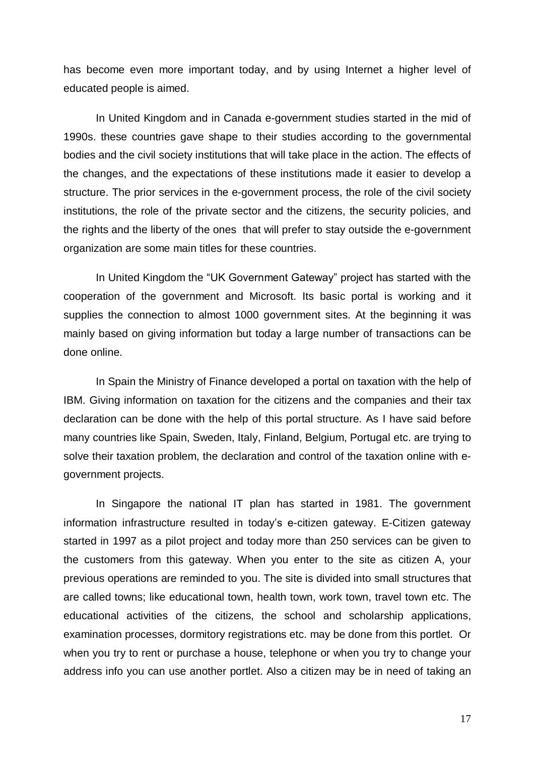has become even more important today, and by using Internet a higher level of educated people is aimed.

In United Kingdom and in Canada e-government studies started in the mid of 1990s. these countries gave shape to their studies according to the governmental bodies and the civil society institutions that will take place in the action. The effects of the changes, and the expectations of these institutions made it easier to develop a structure. The prior services in the e-government process, the role of the civil society institutions, the role of the private sector and the citizens, the security policies, and the rights and the liberty of the ones that will prefer to stay outside the e-government organization are some main titles for these countries.

In United Kingdom the "UK Government Gateway" project has started with the cooperation of the government and Microsoft. Its basic portal is working and it supplies the connection to almost 1000 government sites. At the beginning it was mainly based on giving information but today a large number of transactions can be done online.

In Spain the Ministry of Finance developed a portal on taxation with the help of IBM. Giving information on taxation for the citizens and the companies and their tax declaration can be done with the help of this portal structure. As I have said before many countries like Spain, Sweden, Italy, Finland, Belgium, Portugal etc. are trying to solve their taxation problem, the declaration and control of the taxation online with e-government projects.

In Singapore the national IT plan has started in 1981. The government information infrastructure resulted in today's e-citizen gateway. E-Citizen gateway started in 1997 as a pilot project and today more than 250 services can be given to the customers from this gateway. When you enter to the site as citizen A, your previous operations are reminded to you. The site is divided into small structures that are called towns; like educational town, health town, work town, travel town etc. The educational activities of the citizens, the school and scholarship applications, examination processes, dormitory registrations etc. may be done from this portlet. Or when you try to rent or purchase a house, telephone or when you try to change your address info you can use another portlet. Also a citizen may be in need of taking an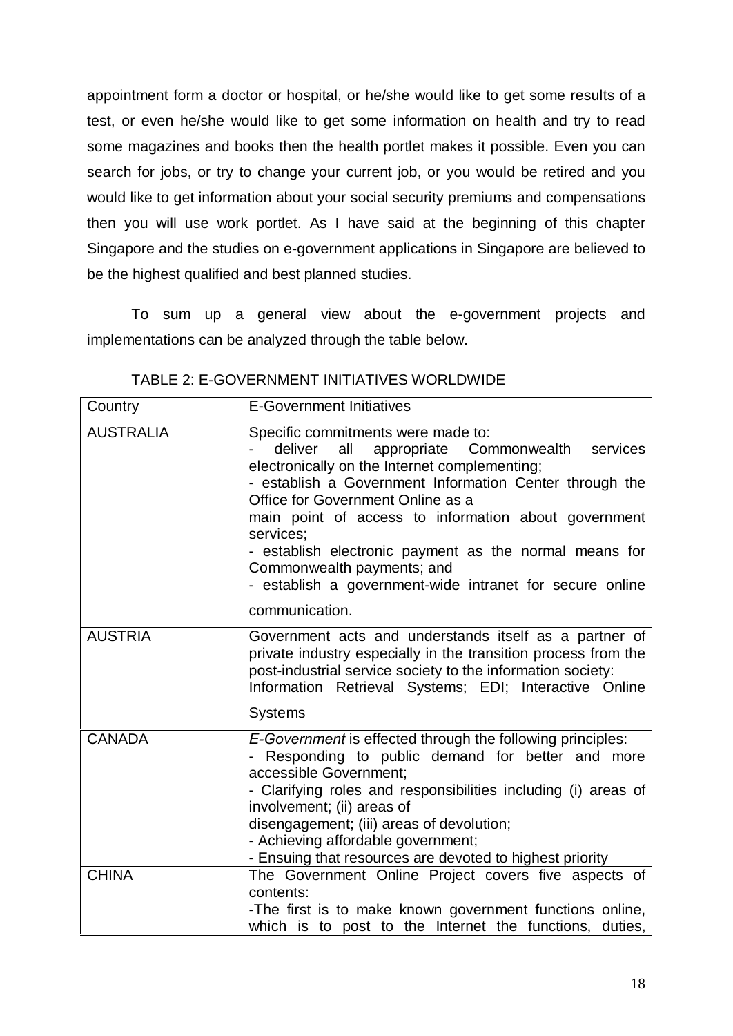appointment form a doctor or hospital, or he/she would like to get some results of a test, or even he/she would like to get some information on health and try to read some magazines and books then the health portlet makes it possible. Even you can search for jobs, or try to change your current job, or you would be retired and you would like to get information about your social security premiums and compensations then you will use work portlet. As I have said at the beginning of this chapter Singapore and the studies on e-government applications in Singapore are believed to be the highest qualified and best planned studies.

To sum up a general view about the e-government projects and implementations can be analyzed through the table below.

TABLE 2: E-GOVERNMENT INITIATIVES WORLDWIDE

| Country | E-Government Initiatives |
|---|---|
| AUSTRALIA | Specific commitments were made to:<br>- deliver all appropriate Commonwealth services electronically on the Internet complementing;<br>- establish a Government Information Center through the Office for Government Online as a main point of access to information about government services;<br>- establish electronic payment as the normal means for Commonwealth payments; and<br>- establish a government-wide intranet for secure online communication. |
| AUSTRIA | Government acts and understands itself as a partner of private industry especially in the transition process from the post-industrial service society to the information society: Information Retrieval Systems; EDI; Interactive Online Systems |
| CANADA | *E-Government* is effected through the following principles:<br>- Responding to public demand for better and more accessible Government;<br>- Clarifying roles and responsibilities including (i) areas of involvement; (ii) areas of disengagement; (iii) areas of devolution;<br>- Achieving affordable government;<br>- Ensuing that resources are devoted to highest priority |
| CHINA | The Government Online Project covers five aspects of contents:<br>-The first is to make known government functions online, which is to post to the Internet the functions, duties, |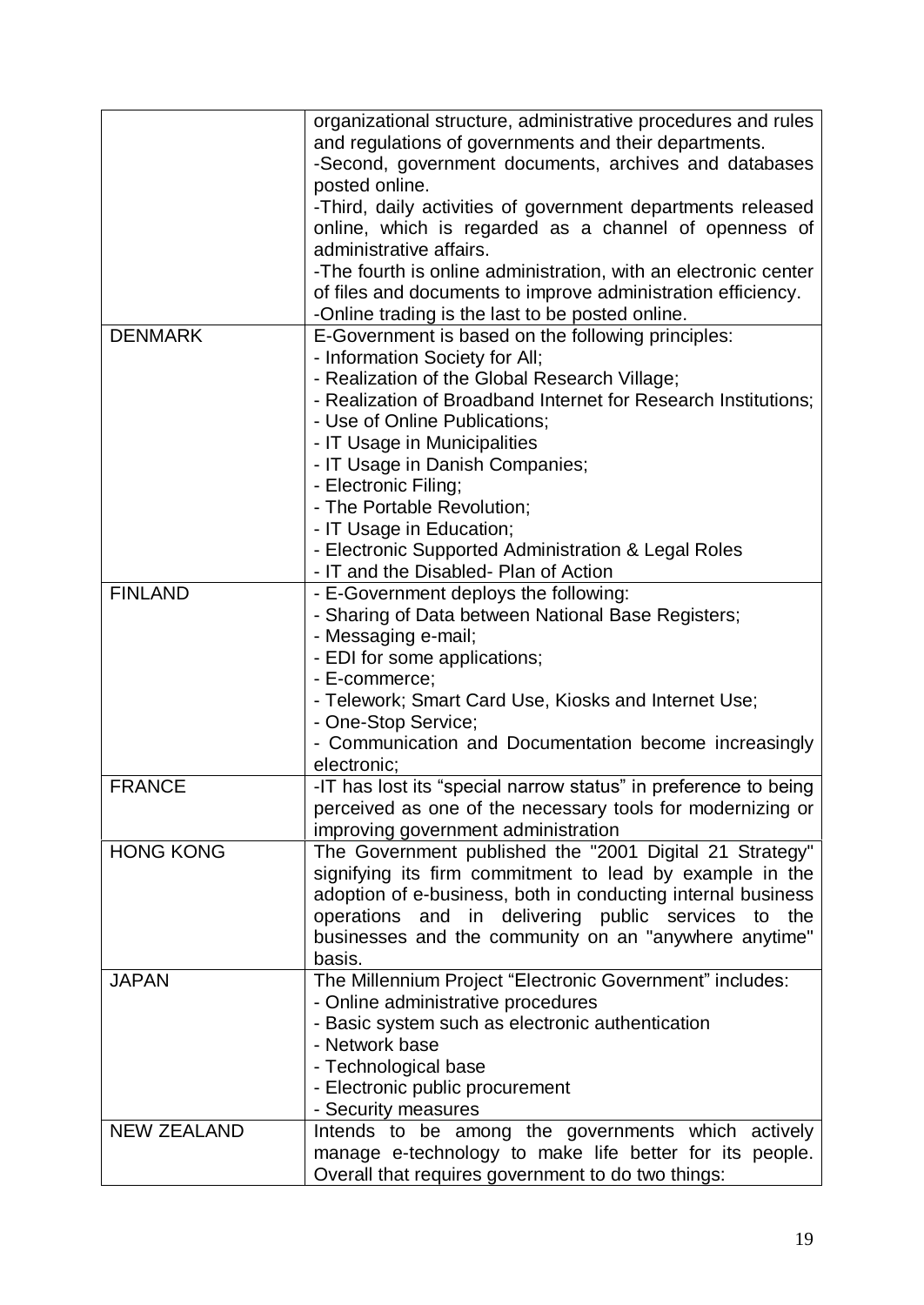| | |
|---|---|
| | organizational structure, administrative procedures and rules and regulations of governments and their departments.<br>-Second, government documents, archives and databases posted online.<br>-Third, daily activities of government departments released online, which is regarded as a channel of openness of administrative affairs.<br>-The fourth is online administration, with an electronic center of files and documents to improve administration efficiency.<br>-Online trading is the last to be posted online. |
| DENMARK | E-Government is based on the following principles:<br>- Information Society for All;<br>- Realization of the Global Research Village;<br>- Realization of Broadband Internet for Research Institutions;<br>- Use of Online Publications;<br>- IT Usage in Municipalities<br>- IT Usage in Danish Companies;<br>- Electronic Filing;<br>- The Portable Revolution;<br>- IT Usage in Education;<br>- Electronic Supported Administration & Legal Roles<br>- IT and the Disabled- Plan of Action |
| FINLAND | - E-Government deploys the following:<br>- Sharing of Data between National Base Registers;<br>- Messaging e-mail;<br>- EDI for some applications;<br>- E-commerce;<br>- Telework; Smart Card Use, Kiosks and Internet Use;<br>- One-Stop Service;<br>- Communication and Documentation become increasingly electronic; |
| FRANCE | -IT has lost its "special narrow status" in preference to being perceived as one of the necessary tools for modernizing or improving government administration |
| HONG KONG | The Government published the "2001 Digital 21 Strategy" signifying its firm commitment to lead by example in the adoption of e-business, both in conducting internal business operations and in delivering public services to the businesses and the community on an "anywhere anytime" basis. |
| JAPAN | The Millennium Project "Electronic Government" includes:<br>- Online administrative procedures<br>- Basic system such as electronic authentication<br>- Network base<br>- Technological base<br>- Electronic public procurement<br>- Security measures |
| NEW ZEALAND | Intends to be among the governments which actively manage e-technology to make life better for its people. Overall that requires government to do two things: |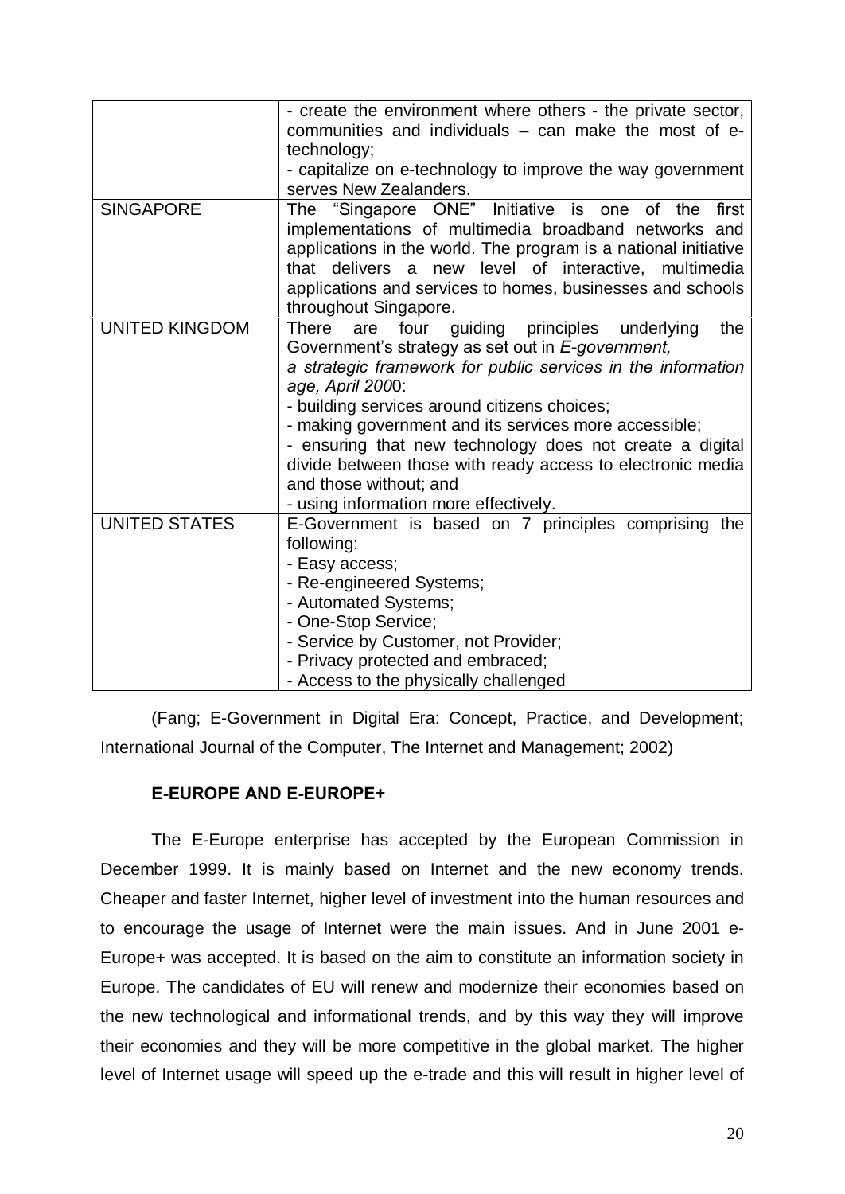| | |
|---|---|
| | - create the environment where others - the private sector, communities and individuals – can make the most of e-technology;<br>- capitalize on e-technology to improve the way government serves New Zealanders. |
| SINGAPORE | The "Singapore ONE" Initiative is one of the first implementations of multimedia broadband networks and applications in the world. The program is a national initiative that delivers a new level of interactive, multimedia applications and services to homes, businesses and schools throughout Singapore. |
| UNITED KINGDOM | There are four guiding principles underlying the Government's strategy as set out in *E-government, a strategic framework for public services in the information age, April 200*0:<br>- building services around citizens choices;<br>- making government and its services more accessible;<br>- ensuring that new technology does not create a digital divide between those with ready access to electronic media and those without; and<br>- using information more effectively. |
| UNITED STATES | E-Government is based on 7 principles comprising the following:<br>- Easy access;<br>- Re-engineered Systems;<br>- Automated Systems;<br>- One-Stop Service;<br>- Service by Customer, not Provider;<br>- Privacy protected and embraced;<br>- Access to the physically challenged |

(Fang; E-Government in Digital Era: Concept, Practice, and Development; International Journal of the Computer, The Internet and Management; 2002)

**E-EUROPE AND E-EUROPE+**

The E-Europe enterprise has accepted by the European Commission in December 1999. It is mainly based on Internet and the new economy trends. Cheaper and faster Internet, higher level of investment into the human resources and to encourage the usage of Internet were the main issues. And in June 2001 e-Europe+ was accepted. It is based on the aim to constitute an information society in Europe. The candidates of EU will renew and modernize their economies based on the new technological and informational trends, and by this way they will improve their economies and they will be more competitive in the global market. The higher level of Internet usage will speed up the e-trade and this will result in higher level of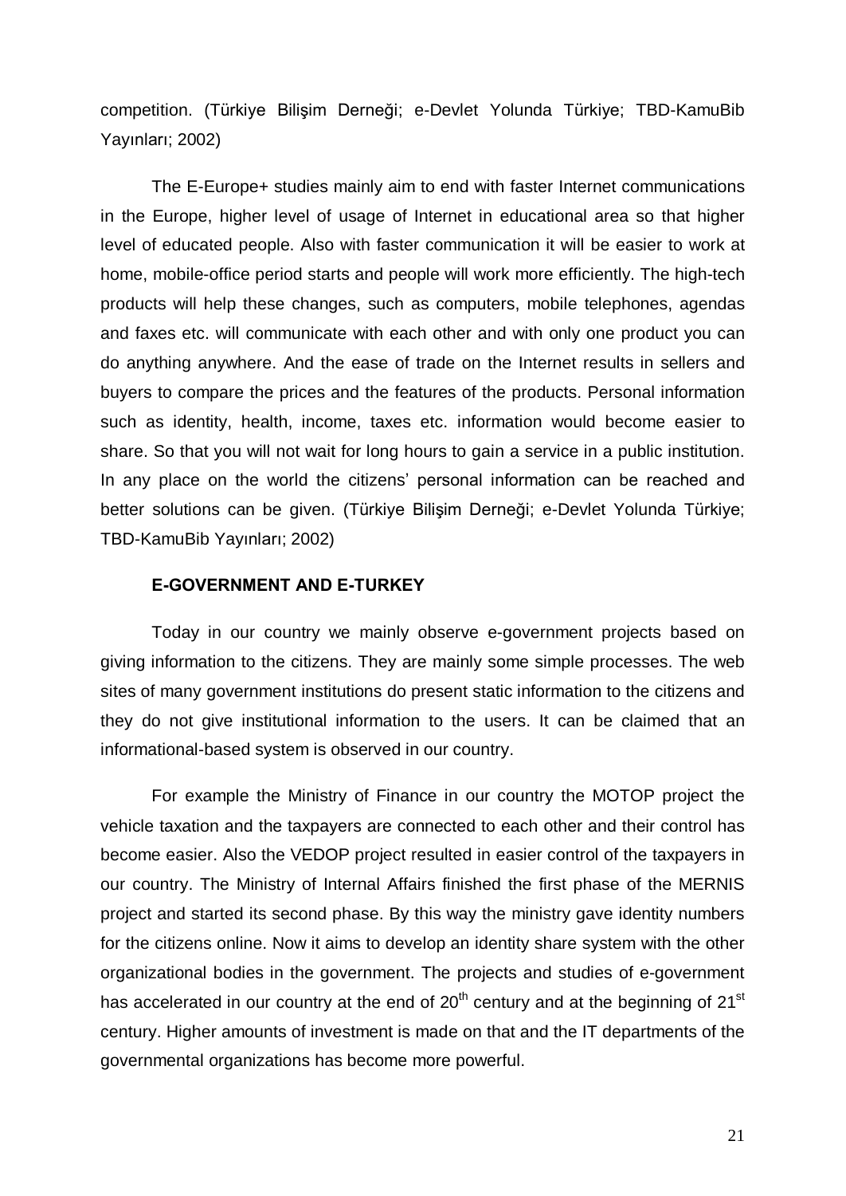competition. (Türkiye Bilişim Derneği; e-Devlet Yolunda Türkiye; TBD-KamuBib Yayınları; 2002)

The E-Europe+ studies mainly aim to end with faster Internet communications in the Europe, higher level of usage of Internet in educational area so that higher level of educated people. Also with faster communication it will be easier to work at home, mobile-office period starts and people will work more efficiently. The high-tech products will help these changes, such as computers, mobile telephones, agendas and faxes etc. will communicate with each other and with only one product you can do anything anywhere. And the ease of trade on the Internet results in sellers and buyers to compare the prices and the features of the products. Personal information such as identity, health, income, taxes etc. information would become easier to share. So that you will not wait for long hours to gain a service in a public institution. In any place on the world the citizens' personal information can be reached and better solutions can be given. (Türkiye Bilişim Derneği; e-Devlet Yolunda Türkiye; TBD-KamuBib Yayınları; 2002)

### E-GOVERNMENT AND E-TURKEY

Today in our country we mainly observe e-government projects based on giving information to the citizens. They are mainly some simple processes. The web sites of many government institutions do present static information to the citizens and they do not give institutional information to the users. It can be claimed that an informational-based system is observed in our country.

For example the Ministry of Finance in our country the MOTOP project the vehicle taxation and the taxpayers are connected to each other and their control has become easier. Also the VEDOP project resulted in easier control of the taxpayers in our country. The Ministry of Internal Affairs finished the first phase of the MERNIS project and started its second phase. By this way the ministry gave identity numbers for the citizens online. Now it aims to develop an identity share system with the other organizational bodies in the government. The projects and studies of e-government has accelerated in our country at the end of 20th century and at the beginning of 21st century. Higher amounts of investment is made on that and the IT departments of the governmental organizations has become more powerful.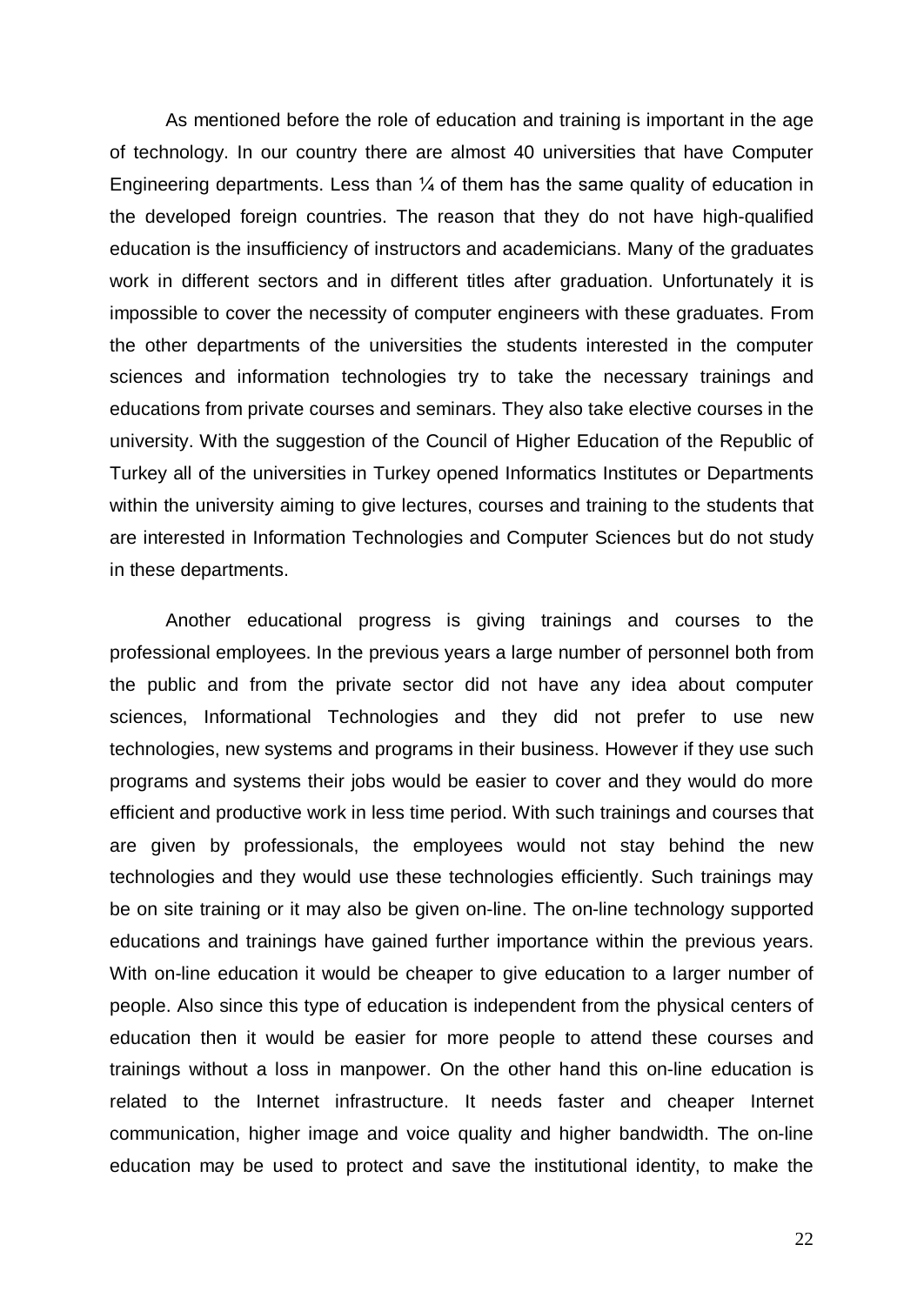As mentioned before the role of education and training is important in the age of technology. In our country there are almost 40 universities that have Computer Engineering departments. Less than ¼ of them has the same quality of education in the developed foreign countries. The reason that they do not have high-qualified education is the insufficiency of instructors and academicians. Many of the graduates work in different sectors and in different titles after graduation. Unfortunately it is impossible to cover the necessity of computer engineers with these graduates. From the other departments of the universities the students interested in the computer sciences and information technologies try to take the necessary trainings and educations from private courses and seminars. They also take elective courses in the university. With the suggestion of the Council of Higher Education of the Republic of Turkey all of the universities in Turkey opened Informatics Institutes or Departments within the university aiming to give lectures, courses and training to the students that are interested in Information Technologies and Computer Sciences but do not study in these departments.

Another educational progress is giving trainings and courses to the professional employees. In the previous years a large number of personnel both from the public and from the private sector did not have any idea about computer sciences, Informational Technologies and they did not prefer to use new technologies, new systems and programs in their business. However if they use such programs and systems their jobs would be easier to cover and they would do more efficient and productive work in less time period. With such trainings and courses that are given by professionals, the employees would not stay behind the new technologies and they would use these technologies efficiently. Such trainings may be on site training or it may also be given on-line. The on-line technology supported educations and trainings have gained further importance within the previous years. With on-line education it would be cheaper to give education to a larger number of people. Also since this type of education is independent from the physical centers of education then it would be easier for more people to attend these courses and trainings without a loss in manpower. On the other hand this on-line education is related to the Internet infrastructure. It needs faster and cheaper Internet communication, higher image and voice quality and higher bandwidth. The on-line education may be used to protect and save the institutional identity, to make the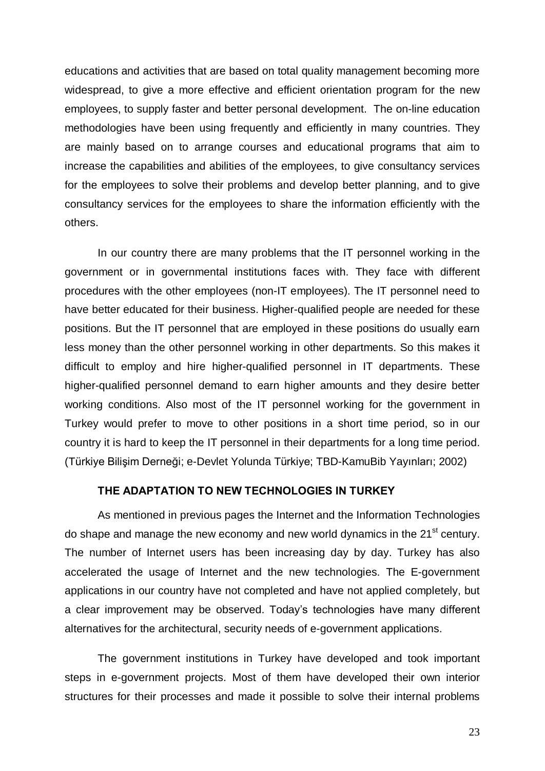educations and activities that are based on total quality management becoming more widespread, to give a more effective and efficient orientation program for the new employees, to supply faster and better personal development. The on-line education methodologies have been using frequently and efficiently in many countries. They are mainly based on to arrange courses and educational programs that aim to increase the capabilities and abilities of the employees, to give consultancy services for the employees to solve their problems and develop better planning, and to give consultancy services for the employees to share the information efficiently with the others.

In our country there are many problems that the IT personnel working in the government or in governmental institutions faces with. They face with different procedures with the other employees (non-IT employees). The IT personnel need to have better educated for their business. Higher-qualified people are needed for these positions. But the IT personnel that are employed in these positions do usually earn less money than the other personnel working in other departments. So this makes it difficult to employ and hire higher-qualified personnel in IT departments. These higher-qualified personnel demand to earn higher amounts and they desire better working conditions. Also most of the IT personnel working for the government in Turkey would prefer to move to other positions in a short time period, so in our country it is hard to keep the IT personnel in their departments for a long time period. (Türkiye Bilişim Derneği; e-Devlet Yolunda Türkiye; TBD-KamuBib Yayınları; 2002)

## THE ADAPTATION TO NEW TECHNOLOGIES IN TURKEY

As mentioned in previous pages the Internet and the Information Technologies do shape and manage the new economy and new world dynamics in the 21st century. The number of Internet users has been increasing day by day. Turkey has also accelerated the usage of Internet and the new technologies. The E-government applications in our country have not completed and have not applied completely, but a clear improvement may be observed. Today's technologies have many different alternatives for the architectural, security needs of e-government applications.

The government institutions in Turkey have developed and took important steps in e-government projects. Most of them have developed their own interior structures for their processes and made it possible to solve their internal problems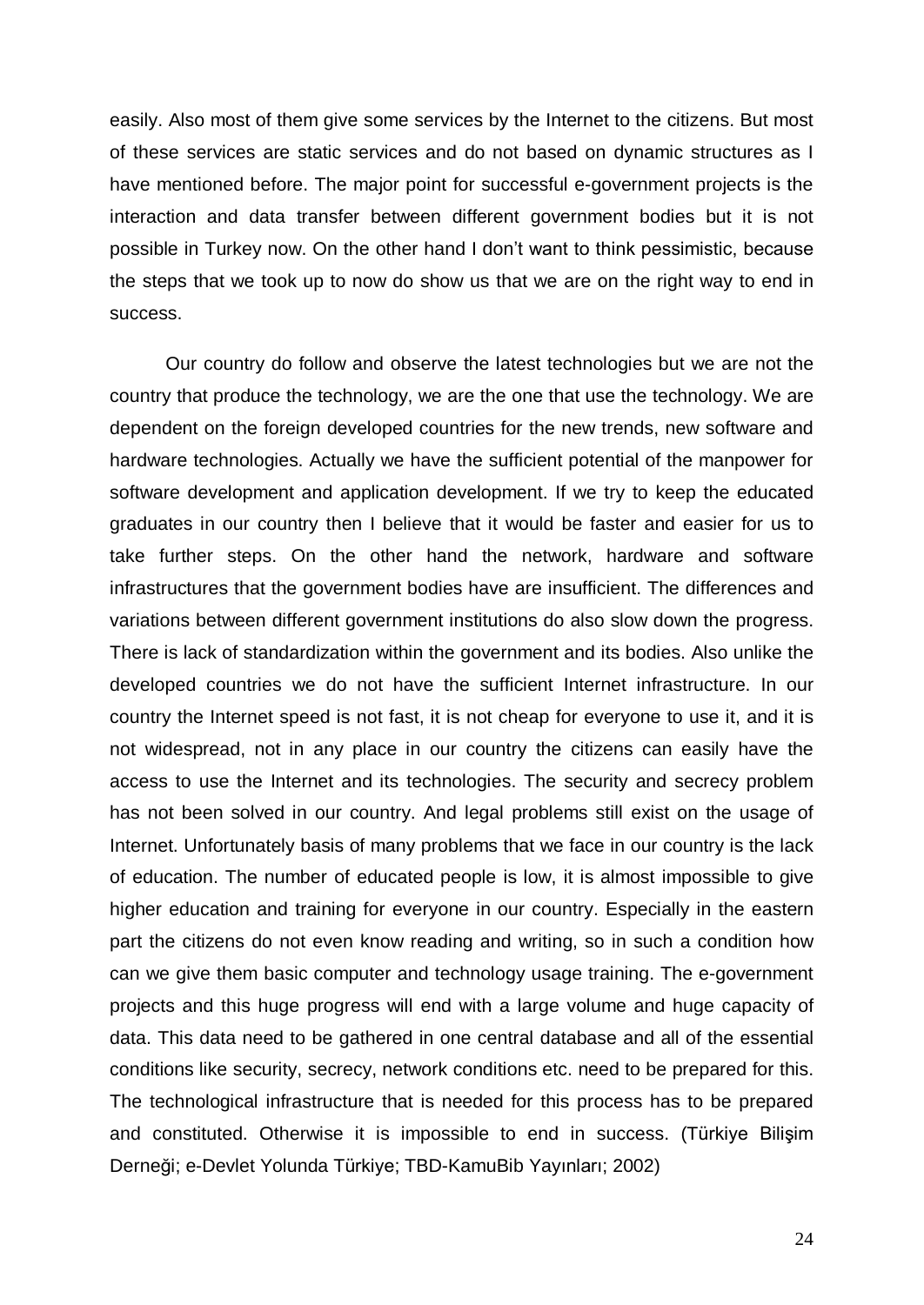easily. Also most of them give some services by the Internet to the citizens. But most of these services are static services and do not based on dynamic structures as I have mentioned before. The major point for successful e-government projects is the interaction and data transfer between different government bodies but it is not possible in Turkey now. On the other hand I don't want to think pessimistic, because the steps that we took up to now do show us that we are on the right way to end in success.

Our country do follow and observe the latest technologies but we are not the country that produce the technology, we are the one that use the technology. We are dependent on the foreign developed countries for the new trends, new software and hardware technologies. Actually we have the sufficient potential of the manpower for software development and application development. If we try to keep the educated graduates in our country then I believe that it would be faster and easier for us to take further steps. On the other hand the network, hardware and software infrastructures that the government bodies have are insufficient. The differences and variations between different government institutions do also slow down the progress. There is lack of standardization within the government and its bodies. Also unlike the developed countries we do not have the sufficient Internet infrastructure. In our country the Internet speed is not fast, it is not cheap for everyone to use it, and it is not widespread, not in any place in our country the citizens can easily have the access to use the Internet and its technologies. The security and secrecy problem has not been solved in our country. And legal problems still exist on the usage of Internet. Unfortunately basis of many problems that we face in our country is the lack of education. The number of educated people is low, it is almost impossible to give higher education and training for everyone in our country. Especially in the eastern part the citizens do not even know reading and writing, so in such a condition how can we give them basic computer and technology usage training. The e-government projects and this huge progress will end with a large volume and huge capacity of data. This data need to be gathered in one central database and all of the essential conditions like security, secrecy, network conditions etc. need to be prepared for this. The technological infrastructure that is needed for this process has to be prepared and constituted. Otherwise it is impossible to end in success. (Türkiye Bilişim Derneği; e-Devlet Yolunda Türkiye; TBD-KamuBib Yayınları; 2002)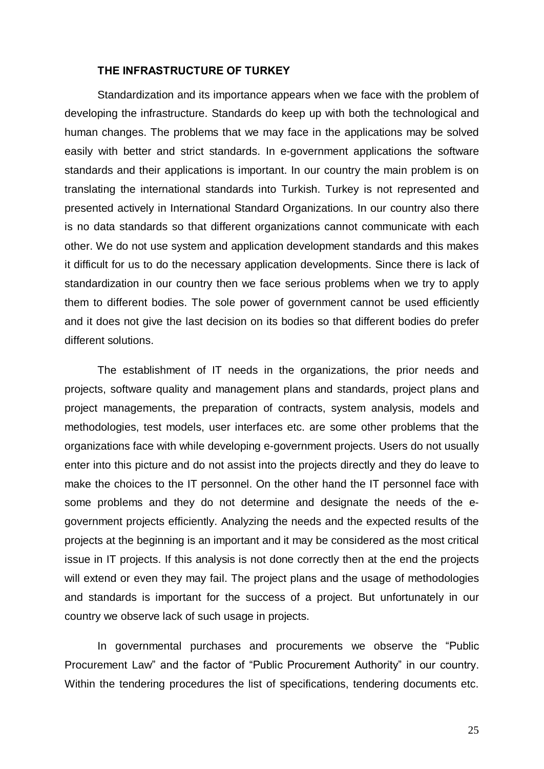### THE INFRASTRUCTURE OF TURKEY

Standardization and its importance appears when we face with the problem of developing the infrastructure. Standards do keep up with both the technological and human changes. The problems that we may face in the applications may be solved easily with better and strict standards. In e-government applications the software standards and their applications is important. In our country the main problem is on translating the international standards into Turkish. Turkey is not represented and presented actively in International Standard Organizations. In our country also there is no data standards so that different organizations cannot communicate with each other. We do not use system and application development standards and this makes it difficult for us to do the necessary application developments. Since there is lack of standardization in our country then we face serious problems when we try to apply them to different bodies. The sole power of government cannot be used efficiently and it does not give the last decision on its bodies so that different bodies do prefer different solutions.

The establishment of IT needs in the organizations, the prior needs and projects, software quality and management plans and standards, project plans and project managements, the preparation of contracts, system analysis, models and methodologies, test models, user interfaces etc. are some other problems that the organizations face with while developing e-government projects. Users do not usually enter into this picture and do not assist into the projects directly and they do leave to make the choices to the IT personnel. On the other hand the IT personnel face with some problems and they do not determine and designate the needs of the e-government projects efficiently. Analyzing the needs and the expected results of the projects at the beginning is an important and it may be considered as the most critical issue in IT projects. If this analysis is not done correctly then at the end the projects will extend or even they may fail. The project plans and the usage of methodologies and standards is important for the success of a project. But unfortunately in our country we observe lack of such usage in projects.

In governmental purchases and procurements we observe the "Public Procurement Law" and the factor of "Public Procurement Authority" in our country. Within the tendering procedures the list of specifications, tendering documents etc.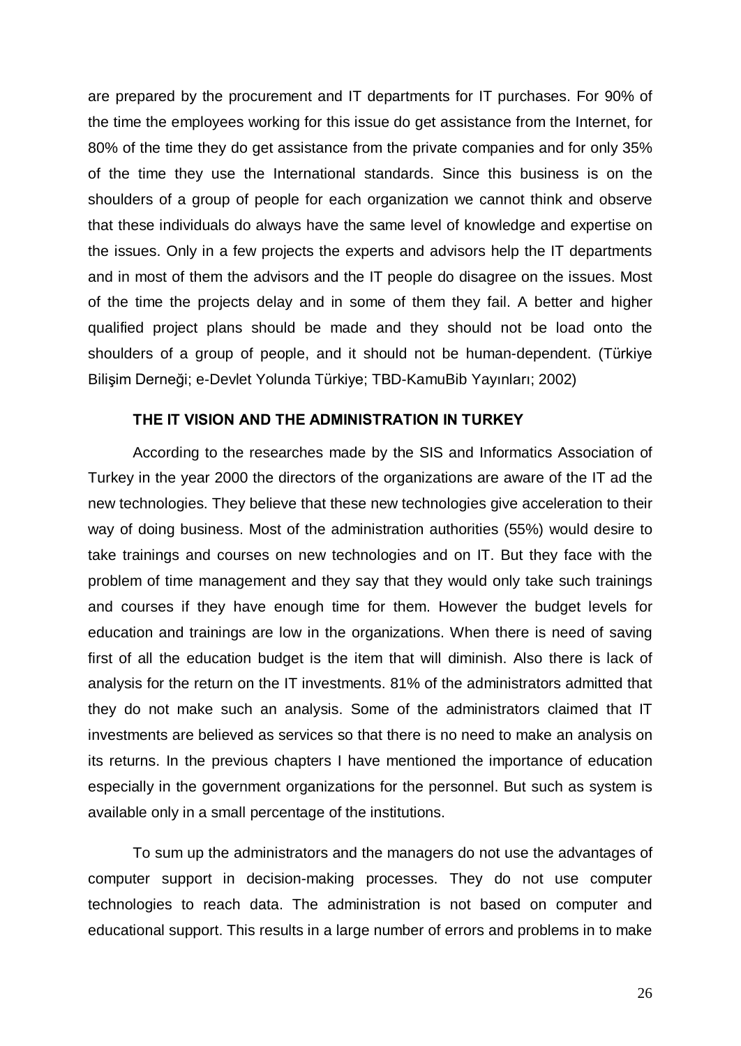are prepared by the procurement and IT departments for IT purchases. For 90% of the time the employees working for this issue do get assistance from the Internet, for 80% of the time they do get assistance from the private companies and for only 35% of the time they use the International standards. Since this business is on the shoulders of a group of people for each organization we cannot think and observe that these individuals do always have the same level of knowledge and expertise on the issues. Only in a few projects the experts and advisors help the IT departments and in most of them the advisors and the IT people do disagree on the issues. Most of the time the projects delay and in some of them they fail. A better and higher qualified project plans should be made and they should not be load onto the shoulders of a group of people, and it should not be human-dependent. (Türkiye Bilişim Derneği; e-Devlet Yolunda Türkiye; TBD-KamuBib Yayınları; 2002)

### THE IT VISION AND THE ADMINISTRATION IN TURKEY

According to the researches made by the SIS and Informatics Association of Turkey in the year 2000 the directors of the organizations are aware of the IT ad the new technologies. They believe that these new technologies give acceleration to their way of doing business. Most of the administration authorities (55%) would desire to take trainings and courses on new technologies and on IT. But they face with the problem of time management and they say that they would only take such trainings and courses if they have enough time for them. However the budget levels for education and trainings are low in the organizations. When there is need of saving first of all the education budget is the item that will diminish. Also there is lack of analysis for the return on the IT investments. 81% of the administrators admitted that they do not make such an analysis. Some of the administrators claimed that IT investments are believed as services so that there is no need to make an analysis on its returns. In the previous chapters I have mentioned the importance of education especially in the government organizations for the personnel. But such as system is available only in a small percentage of the institutions.

To sum up the administrators and the managers do not use the advantages of computer support in decision-making processes. They do not use computer technologies to reach data. The administration is not based on computer and educational support. This results in a large number of errors and problems in to make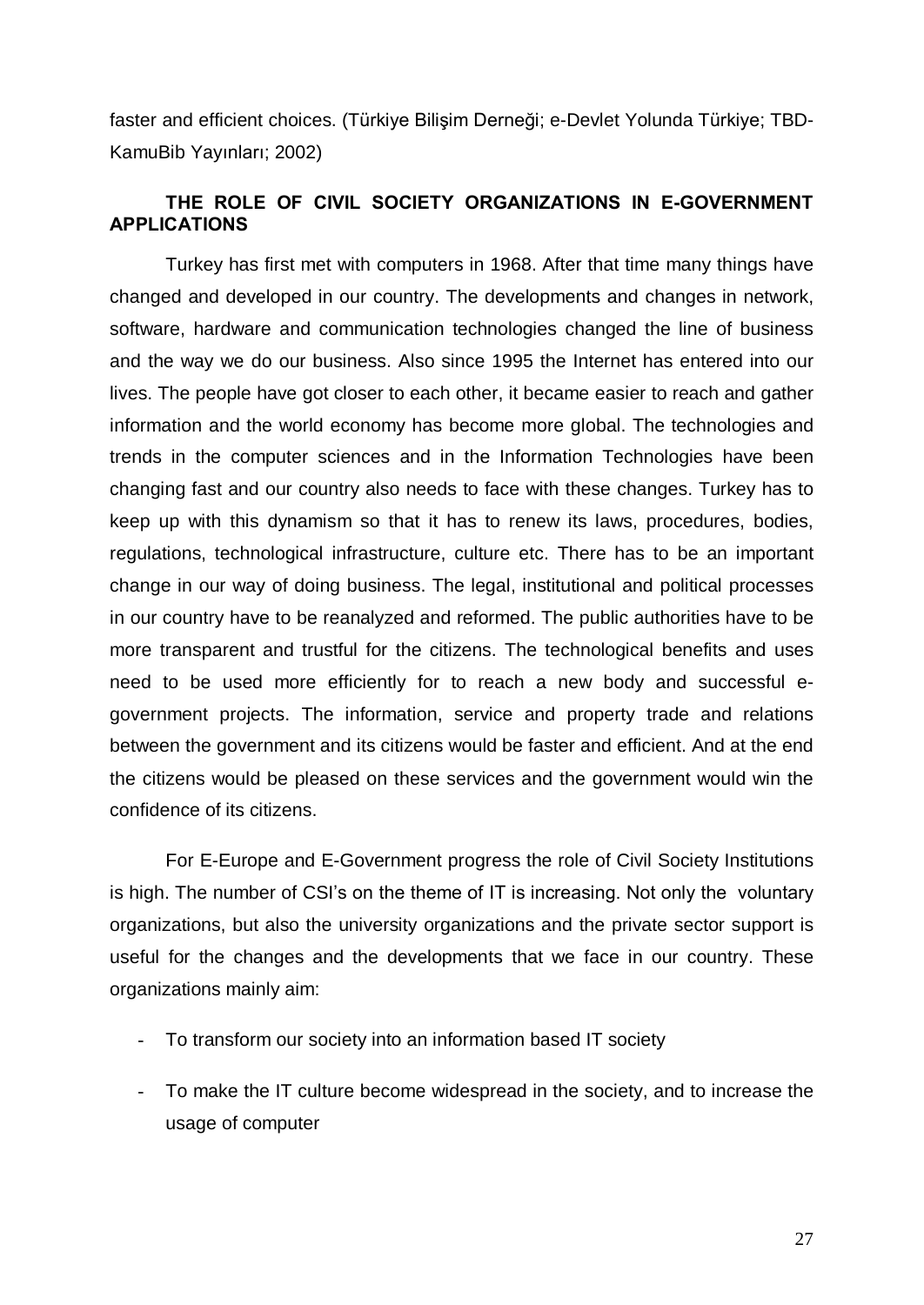faster and efficient choices. (Türkiye Bilişim Derneği; e-Devlet Yolunda Türkiye; TBD-KamuBib Yayınları; 2002)

## THE ROLE OF CIVIL SOCIETY ORGANIZATIONS IN E-GOVERNMENT APPLICATIONS

Turkey has first met with computers in 1968. After that time many things have changed and developed in our country. The developments and changes in network, software, hardware and communication technologies changed the line of business and the way we do our business. Also since 1995 the Internet has entered into our lives. The people have got closer to each other, it became easier to reach and gather information and the world economy has become more global. The technologies and trends in the computer sciences and in the Information Technologies have been changing fast and our country also needs to face with these changes. Turkey has to keep up with this dynamism so that it has to renew its laws, procedures, bodies, regulations, technological infrastructure, culture etc. There has to be an important change in our way of doing business. The legal, institutional and political processes in our country have to be reanalyzed and reformed. The public authorities have to be more transparent and trustful for the citizens. The technological benefits and uses need to be used more efficiently for to reach a new body and successful e-government projects. The information, service and property trade and relations between the government and its citizens would be faster and efficient. And at the end the citizens would be pleased on these services and the government would win the confidence of its citizens.

For E-Europe and E-Government progress the role of Civil Society Institutions is high. The number of CSI's on the theme of IT is increasing. Not only the voluntary organizations, but also the university organizations and the private sector support is useful for the changes and the developments that we face in our country. These organizations mainly aim:

- To transform our society into an information based IT society
- To make the IT culture become widespread in the society, and to increase the usage of computer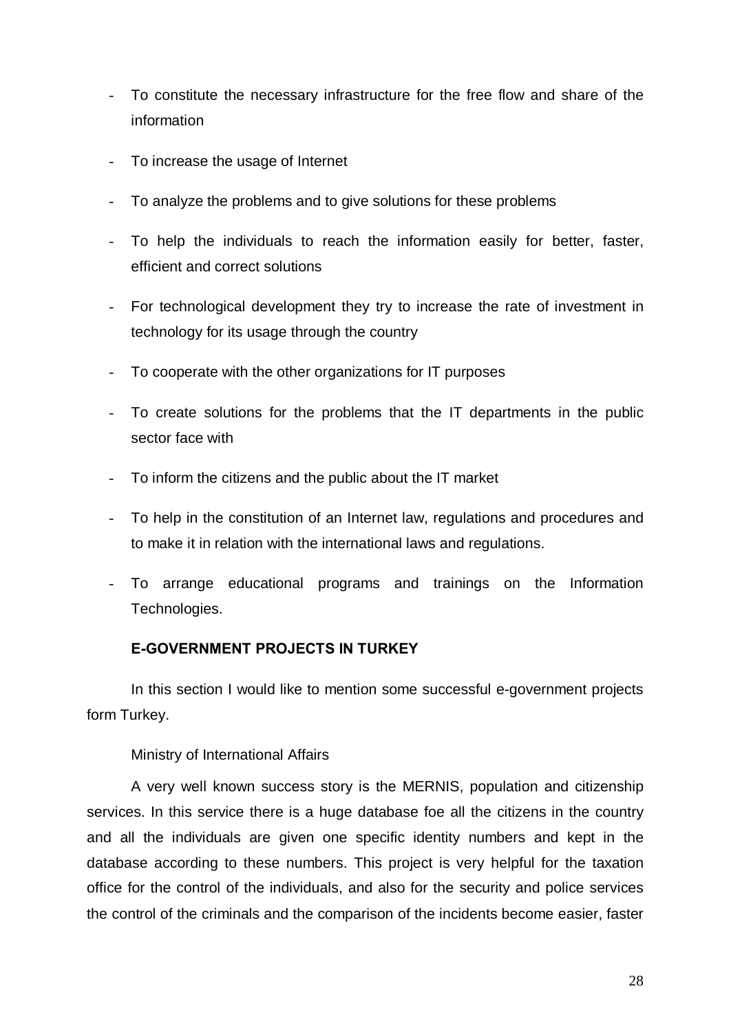- To constitute the necessary infrastructure for the free flow and share of the information
- To increase the usage of Internet
- To analyze the problems and to give solutions for these problems
- To help the individuals to reach the information easily for better, faster, efficient and correct solutions
- For technological development they try to increase the rate of investment in technology for its usage through the country
- To cooperate with the other organizations for IT purposes
- To create solutions for the problems that the IT departments in the public sector face with
- To inform the citizens and the public about the IT market
- To help in the constitution of an Internet law, regulations and procedures and to make it in relation with the international laws and regulations.
- To arrange educational programs and trainings on the Information Technologies.

## E-GOVERNMENT PROJECTS IN TURKEY

In this section I would like to mention some successful e-government projects form Turkey.

Ministry of International Affairs

A very well known success story is the MERNIS, population and citizenship services. In this service there is a huge database foe all the citizens in the country and all the individuals are given one specific identity numbers and kept in the database according to these numbers. This project is very helpful for the taxation office for the control of the individuals, and also for the security and police services the control of the criminals and the comparison of the incidents become easier, faster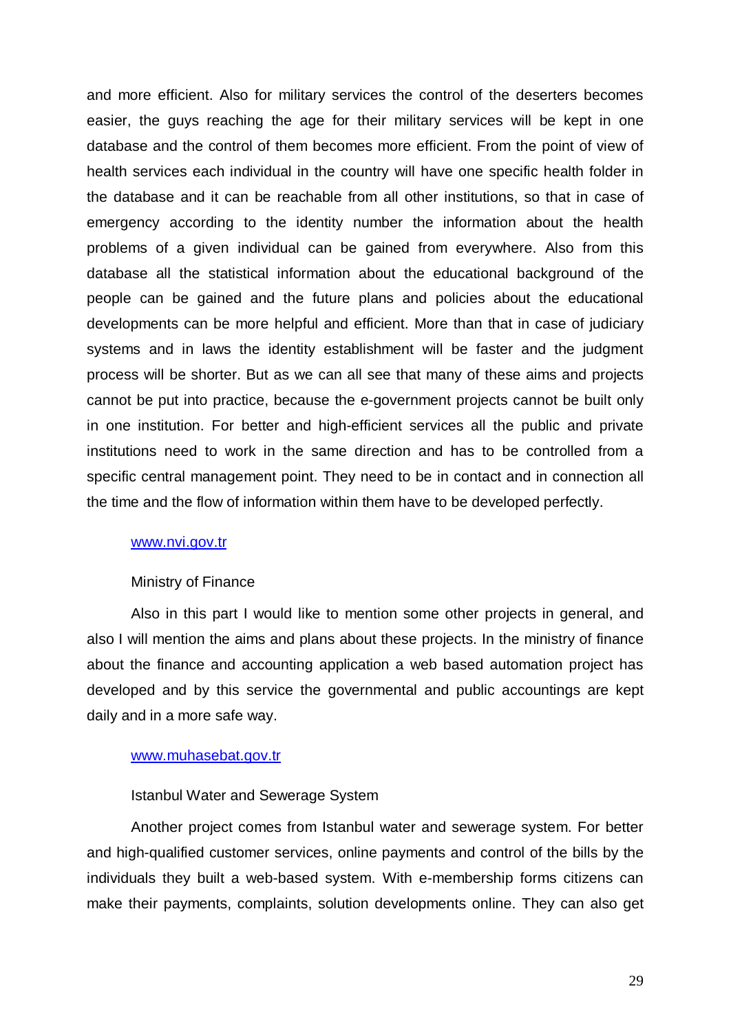and more efficient. Also for military services the control of the deserters becomes easier, the guys reaching the age for their military services will be kept in one database and the control of them becomes more efficient. From the point of view of health services each individual in the country will have one specific health folder in the database and it can be reachable from all other institutions, so that in case of emergency according to the identity number the information about the health problems of a given individual can be gained from everywhere. Also from this database all the statistical information about the educational background of the people can be gained and the future plans and policies about the educational developments can be more helpful and efficient. More than that in case of judiciary systems and in laws the identity establishment will be faster and the judgment process will be shorter. But as we can all see that many of these aims and projects cannot be put into practice, because the e-government projects cannot be built only in one institution. For better and high-efficient services all the public and private institutions need to work in the same direction and has to be controlled from a specific central management point. They need to be in contact and in connection all the time and the flow of information within them have to be developed perfectly.

www.nvi.gov.tr

Ministry of Finance

Also in this part I would like to mention some other projects in general, and also I will mention the aims and plans about these projects. In the ministry of finance about the finance and accounting application a web based automation project has developed and by this service the governmental and public accountings are kept daily and in a more safe way.

www.muhasebat.gov.tr

Istanbul Water and Sewerage System

Another project comes from Istanbul water and sewerage system. For better and high-qualified customer services, online payments and control of the bills by the individuals they built a web-based system. With e-membership forms citizens can make their payments, complaints, solution developments online. They can also get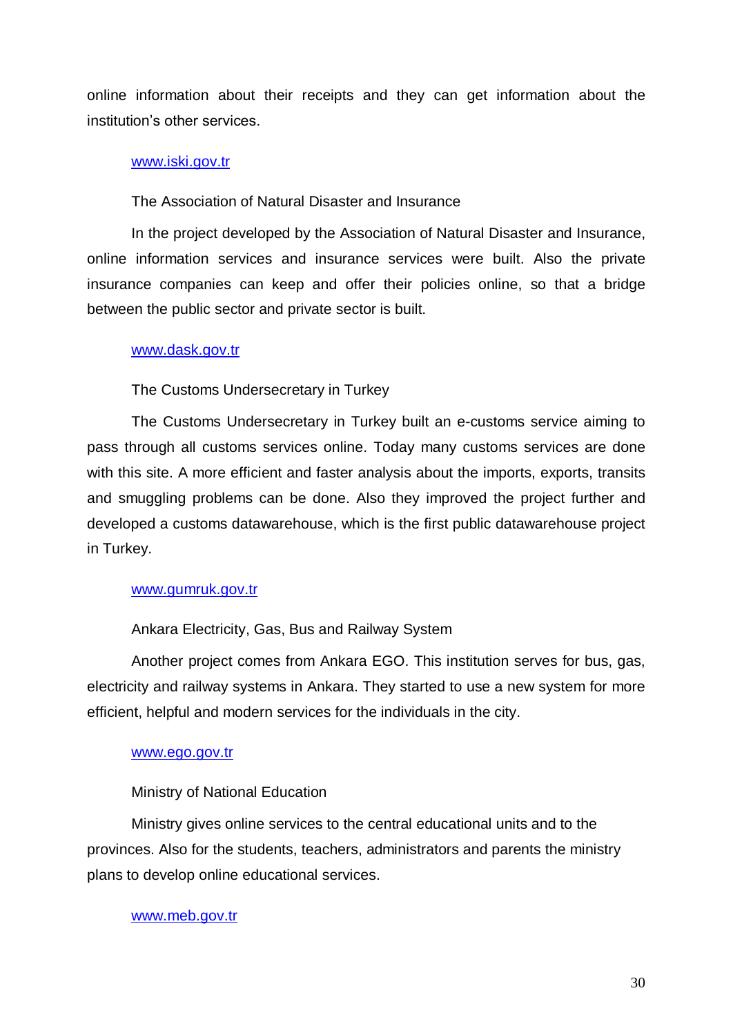online information about their receipts and they can get information about the institution's other services.

www.iski.gov.tr

The Association of Natural Disaster and Insurance

In the project developed by the Association of Natural Disaster and Insurance, online information services and insurance services were built. Also the private insurance companies can keep and offer their policies online, so that a bridge between the public sector and private sector is built.

www.dask.gov.tr

The Customs Undersecretary in Turkey

The Customs Undersecretary in Turkey built an e-customs service aiming to pass through all customs services online. Today many customs services are done with this site. A more efficient and faster analysis about the imports, exports, transits and smuggling problems can be done. Also they improved the project further and developed a customs datawarehouse, which is the first public datawarehouse project in Turkey.

www.gumruk.gov.tr

Ankara Electricity, Gas, Bus and Railway System

Another project comes from Ankara EGO. This institution serves for bus, gas, electricity and railway systems in Ankara. They started to use a new system for more efficient, helpful and modern services for the individuals in the city.

www.ego.gov.tr

Ministry of National Education

Ministry gives online services to the central educational units and to the provinces. Also for the students, teachers, administrators and parents the ministry plans to develop online educational services.

www.meb.gov.tr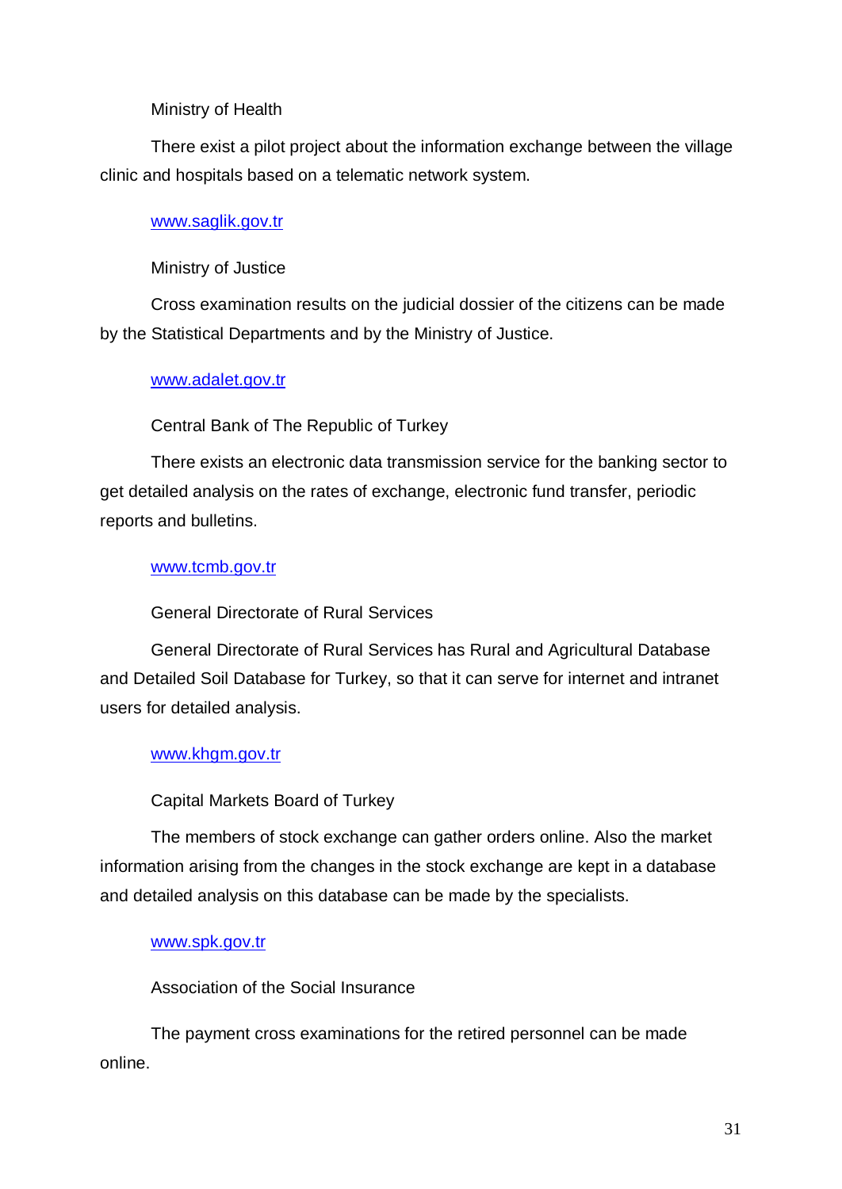Ministry of Health

There exist a pilot project about the information exchange between the village clinic and hospitals based on a telematic network system.

www.saglik.gov.tr

Ministry of Justice

Cross examination results on the judicial dossier of the citizens can be made by the Statistical Departments and by the Ministry of Justice.

www.adalet.gov.tr

Central Bank of The Republic of Turkey

There exists an electronic data transmission service for the banking sector to get detailed analysis on the rates of exchange, electronic fund transfer, periodic reports and bulletins.

www.tcmb.gov.tr

General Directorate of Rural Services

General Directorate of Rural Services has Rural and Agricultural Database and Detailed Soil Database for Turkey, so that it can serve for internet and intranet users for detailed analysis.

www.khgm.gov.tr

Capital Markets Board of Turkey

The members of stock exchange can gather orders online. Also the market information arising from the changes in the stock exchange are kept in a database and detailed analysis on this database can be made by the specialists.

www.spk.gov.tr

Association of the Social Insurance

The payment cross examinations for the retired personnel can be made online.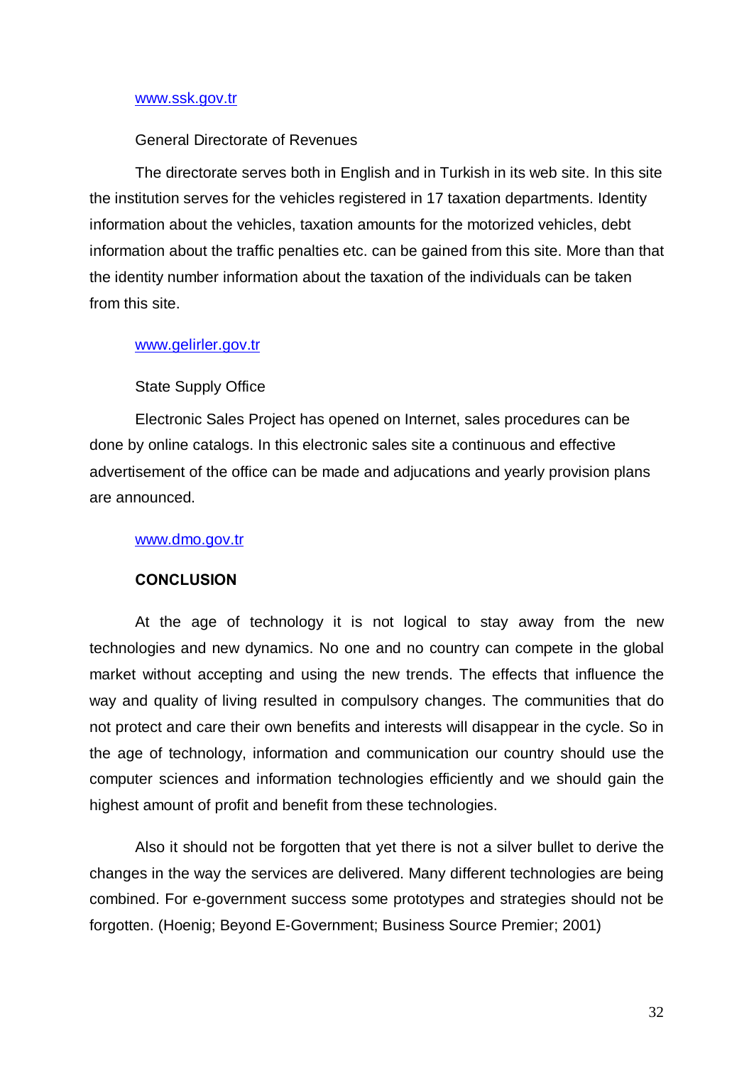www.ssk.gov.tr

General Directorate of Revenues

The directorate serves both in English and in Turkish in its web site. In this site the institution serves for the vehicles registered in 17 taxation departments. Identity information about the vehicles, taxation amounts for the motorized vehicles, debt information about the traffic penalties etc. can be gained from this site. More than that the identity number information about the taxation of the individuals can be taken from this site.

www.gelirler.gov.tr

State Supply Office

Electronic Sales Project has opened on Internet, sales procedures can be done by online catalogs. In this electronic sales site a continuous and effective advertisement of the office can be made and adjucations and yearly provision plans are announced.

www.dmo.gov.tr

## CONCLUSION

At the age of technology it is not logical to stay away from the new technologies and new dynamics. No one and no country can compete in the global market without accepting and using the new trends. The effects that influence the way and quality of living resulted in compulsory changes. The communities that do not protect and care their own benefits and interests will disappear in the cycle. So in the age of technology, information and communication our country should use the computer sciences and information technologies efficiently and we should gain the highest amount of profit and benefit from these technologies.

Also it should not be forgotten that yet there is not a silver bullet to derive the changes in the way the services are delivered. Many different technologies are being combined. For e-government success some prototypes and strategies should not be forgotten. (Hoenig; Beyond E-Government; Business Source Premier; 2001)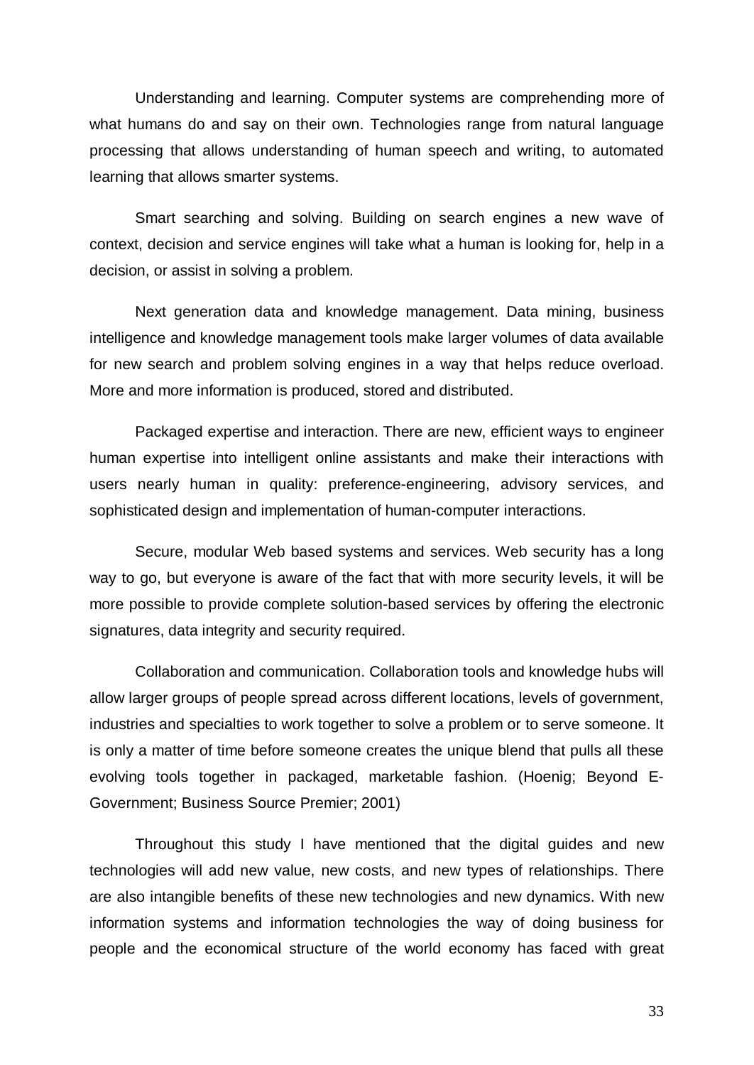Understanding and learning. Computer systems are comprehending more of what humans do and say on their own. Technologies range from natural language processing that allows understanding of human speech and writing, to automated learning that allows smarter systems.

Smart searching and solving. Building on search engines a new wave of context, decision and service engines will take what a human is looking for, help in a decision, or assist in solving a problem.

Next generation data and knowledge management. Data mining, business intelligence and knowledge management tools make larger volumes of data available for new search and problem solving engines in a way that helps reduce overload. More and more information is produced, stored and distributed.

Packaged expertise and interaction. There are new, efficient ways to engineer human expertise into intelligent online assistants and make their interactions with users nearly human in quality: preference-engineering, advisory services, and sophisticated design and implementation of human-computer interactions.

Secure, modular Web based systems and services. Web security has a long way to go, but everyone is aware of the fact that with more security levels, it will be more possible to provide complete solution-based services by offering the electronic signatures, data integrity and security required.

Collaboration and communication. Collaboration tools and knowledge hubs will allow larger groups of people spread across different locations, levels of government, industries and specialties to work together to solve a problem or to serve someone. It is only a matter of time before someone creates the unique blend that pulls all these evolving tools together in packaged, marketable fashion. (Hoenig; Beyond E-Government; Business Source Premier; 2001)

Throughout this study I have mentioned that the digital guides and new technologies will add new value, new costs, and new types of relationships. There are also intangible benefits of these new technologies and new dynamics. With new information systems and information technologies the way of doing business for people and the economical structure of the world economy has faced with great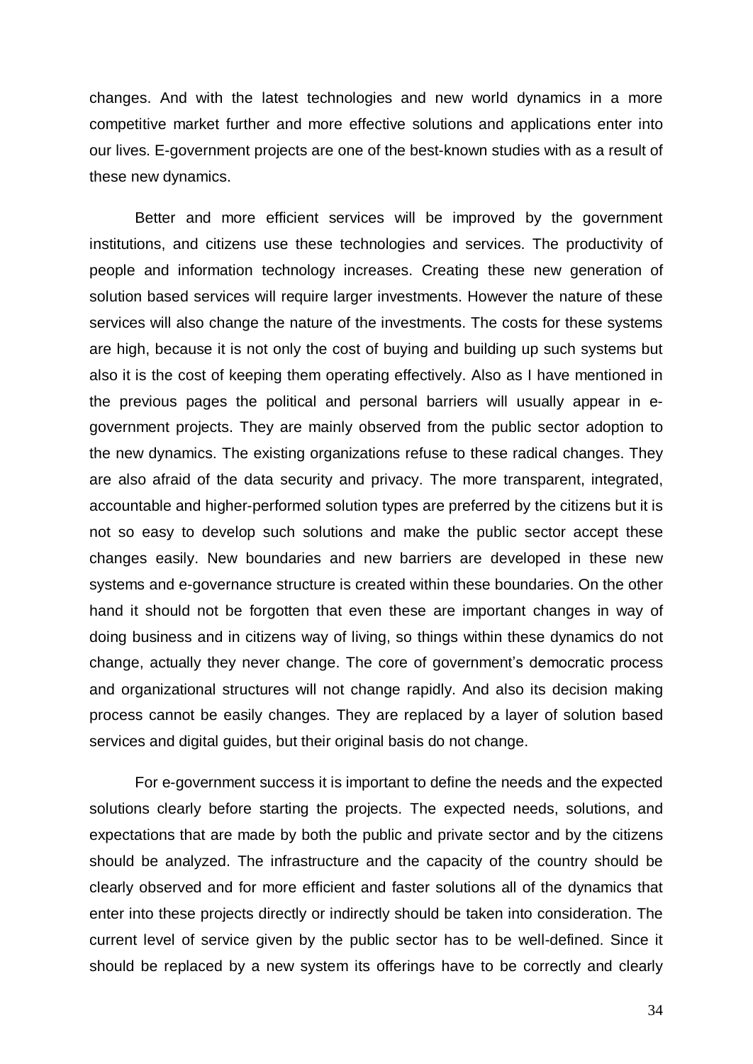changes. And with the latest technologies and new world dynamics in a more competitive market further and more effective solutions and applications enter into our lives. E-government projects are one of the best-known studies with as a result of these new dynamics.

Better and more efficient services will be improved by the government institutions, and citizens use these technologies and services. The productivity of people and information technology increases. Creating these new generation of solution based services will require larger investments. However the nature of these services will also change the nature of the investments. The costs for these systems are high, because it is not only the cost of buying and building up such systems but also it is the cost of keeping them operating effectively. Also as I have mentioned in the previous pages the political and personal barriers will usually appear in e-government projects. They are mainly observed from the public sector adoption to the new dynamics. The existing organizations refuse to these radical changes. They are also afraid of the data security and privacy. The more transparent, integrated, accountable and higher-performed solution types are preferred by the citizens but it is not so easy to develop such solutions and make the public sector accept these changes easily. New boundaries and new barriers are developed in these new systems and e-governance structure is created within these boundaries. On the other hand it should not be forgotten that even these are important changes in way of doing business and in citizens way of living, so things within these dynamics do not change, actually they never change. The core of government's democratic process and organizational structures will not change rapidly. And also its decision making process cannot be easily changes. They are replaced by a layer of solution based services and digital guides, but their original basis do not change.

For e-government success it is important to define the needs and the expected solutions clearly before starting the projects. The expected needs, solutions, and expectations that are made by both the public and private sector and by the citizens should be analyzed. The infrastructure and the capacity of the country should be clearly observed and for more efficient and faster solutions all of the dynamics that enter into these projects directly or indirectly should be taken into consideration. The current level of service given by the public sector has to be well-defined. Since it should be replaced by a new system its offerings have to be correctly and clearly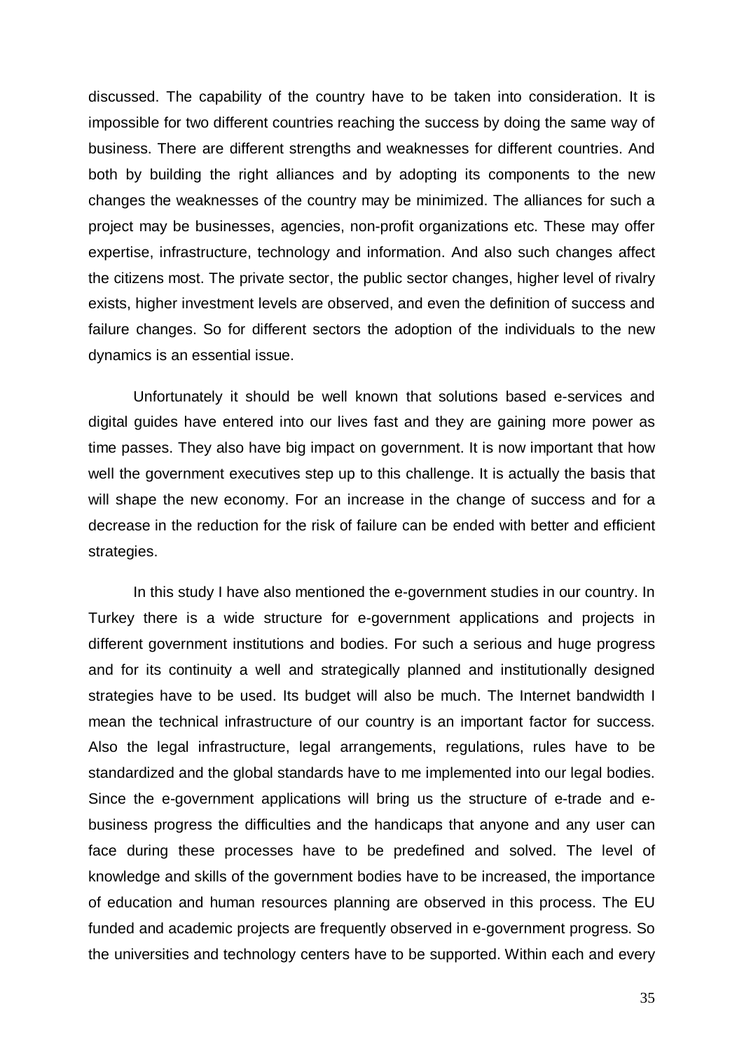discussed. The capability of the country have to be taken into consideration. It is impossible for two different countries reaching the success by doing the same way of business. There are different strengths and weaknesses for different countries. And both by building the right alliances and by adopting its components to the new changes the weaknesses of the country may be minimized. The alliances for such a project may be businesses, agencies, non-profit organizations etc. These may offer expertise, infrastructure, technology and information. And also such changes affect the citizens most. The private sector, the public sector changes, higher level of rivalry exists, higher investment levels are observed, and even the definition of success and failure changes. So for different sectors the adoption of the individuals to the new dynamics is an essential issue.

Unfortunately it should be well known that solutions based e-services and digital guides have entered into our lives fast and they are gaining more power as time passes. They also have big impact on government. It is now important that how well the government executives step up to this challenge. It is actually the basis that will shape the new economy. For an increase in the change of success and for a decrease in the reduction for the risk of failure can be ended with better and efficient strategies.

In this study I have also mentioned the e-government studies in our country. In Turkey there is a wide structure for e-government applications and projects in different government institutions and bodies. For such a serious and huge progress and for its continuity a well and strategically planned and institutionally designed strategies have to be used. Its budget will also be much. The Internet bandwidth I mean the technical infrastructure of our country is an important factor for success. Also the legal infrastructure, legal arrangements, regulations, rules have to be standardized and the global standards have to me implemented into our legal bodies. Since the e-government applications will bring us the structure of e-trade and e-business progress the difficulties and the handicaps that anyone and any user can face during these processes have to be predefined and solved. The level of knowledge and skills of the government bodies have to be increased, the importance of education and human resources planning are observed in this process. The EU funded and academic projects are frequently observed in e-government progress. So the universities and technology centers have to be supported. Within each and every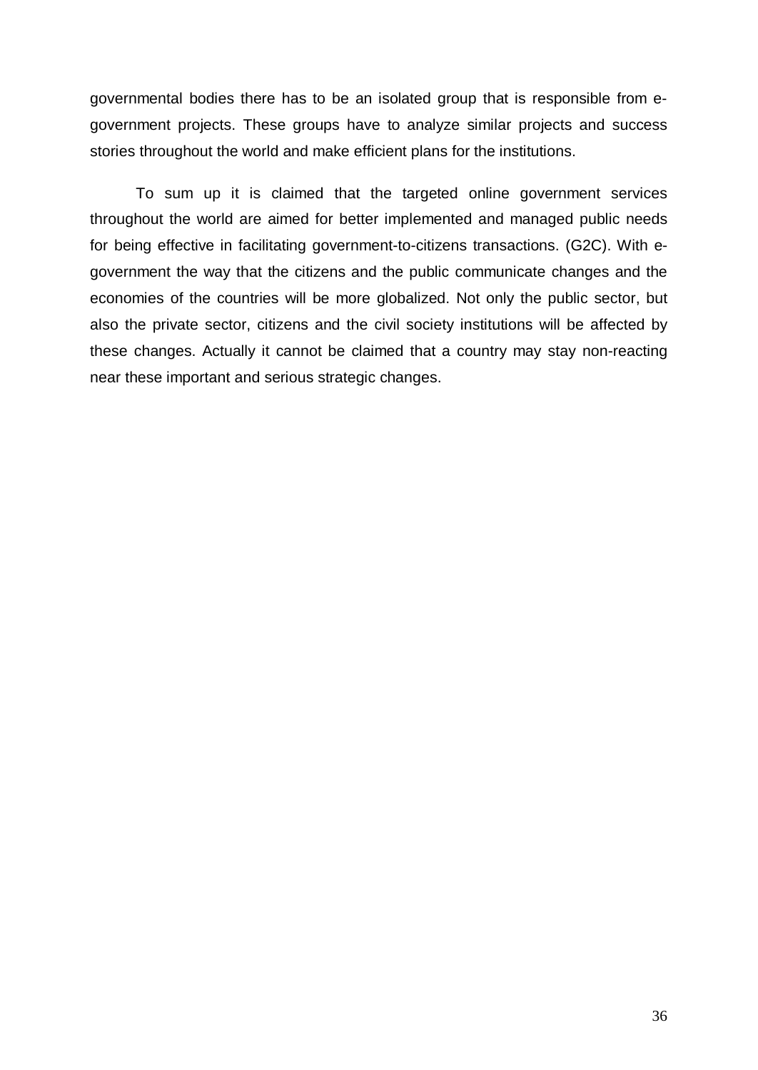governmental bodies there has to be an isolated group that is responsible from e-government projects. These groups have to analyze similar projects and success stories throughout the world and make efficient plans for the institutions.

To sum up it is claimed that the targeted online government services throughout the world are aimed for better implemented and managed public needs for being effective in facilitating government-to-citizens transactions. (G2C). With e-government the way that the citizens and the public communicate changes and the economies of the countries will be more globalized. Not only the public sector, but also the private sector, citizens and the civil society institutions will be affected by these changes. Actually it cannot be claimed that a country may stay non-reacting near these important and serious strategic changes.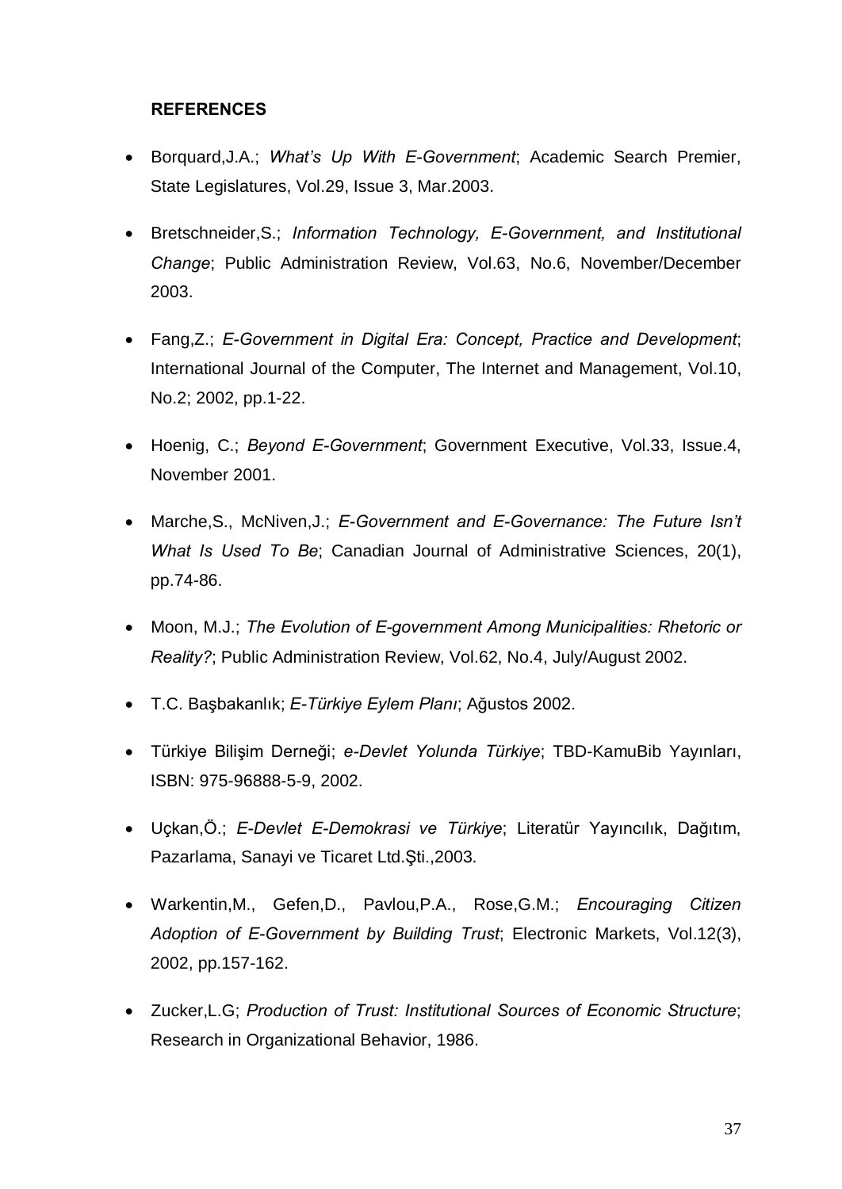**REFERENCES**

- Borquard,J.A.; *What's Up With E-Government*; Academic Search Premier, State Legislatures, Vol.29, Issue 3, Mar.2003.
- Bretschneider,S.; *Information Technology, E-Government, and Institutional Change*; Public Administration Review, Vol.63, No.6, November/December 2003.
- Fang,Z.; *E-Government in Digital Era: Concept, Practice and Development*; International Journal of the Computer, The Internet and Management, Vol.10, No.2; 2002, pp.1-22.
- Hoenig, C.; *Beyond E-Government*; Government Executive, Vol.33, Issue.4, November 2001.
- Marche,S., McNiven,J.; *E-Government and E-Governance: The Future Isn't What Is Used To Be*; Canadian Journal of Administrative Sciences, 20(1), pp.74-86.
- Moon, M.J.; *The Evolution of E-government Among Municipalities: Rhetoric or Reality?*; Public Administration Review, Vol.62, No.4, July/August 2002.
- T.C. Başbakanlık; *E-Türkiye Eylem Planı*; Ağustos 2002.
- Türkiye Bilişim Derneği; *e-Devlet Yolunda Türkiye*; TBD-KamuBib Yayınları, ISBN: 975-96888-5-9, 2002.
- Uçkan,Ö.; *E-Devlet E-Demokrasi ve Türkiye*; Literatür Yayıncılık, Dağıtım, Pazarlama, Sanayi ve Ticaret Ltd.Şti.,2003.
- Warkentin,M., Gefen,D., Pavlou,P.A., Rose,G.M.; *Encouraging Citizen Adoption of E-Government by Building Trust*; Electronic Markets, Vol.12(3), 2002, pp.157-162.
- Zucker,L.G; *Production of Trust: Institutional Sources of Economic Structure*; Research in Organizational Behavior, 1986.